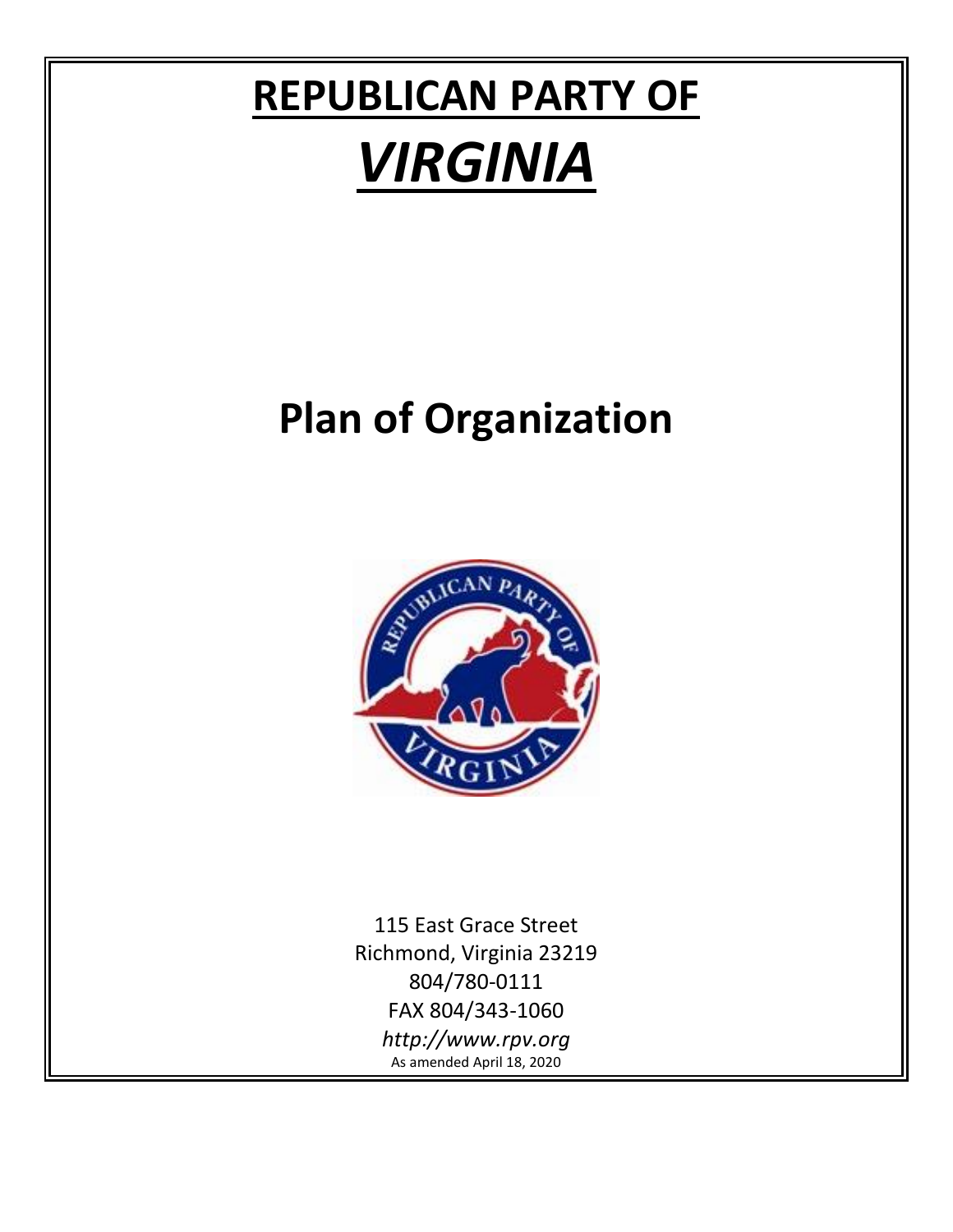# REPUBLICAN PARTY OF

# *VIRGINIA*

# Plan of Organization

115 East Grace Street
Richmond, Virginia 23219
804/780-0111
FAX 804/343-1060
*http://www.rpv.org*
As amended April 18, 2020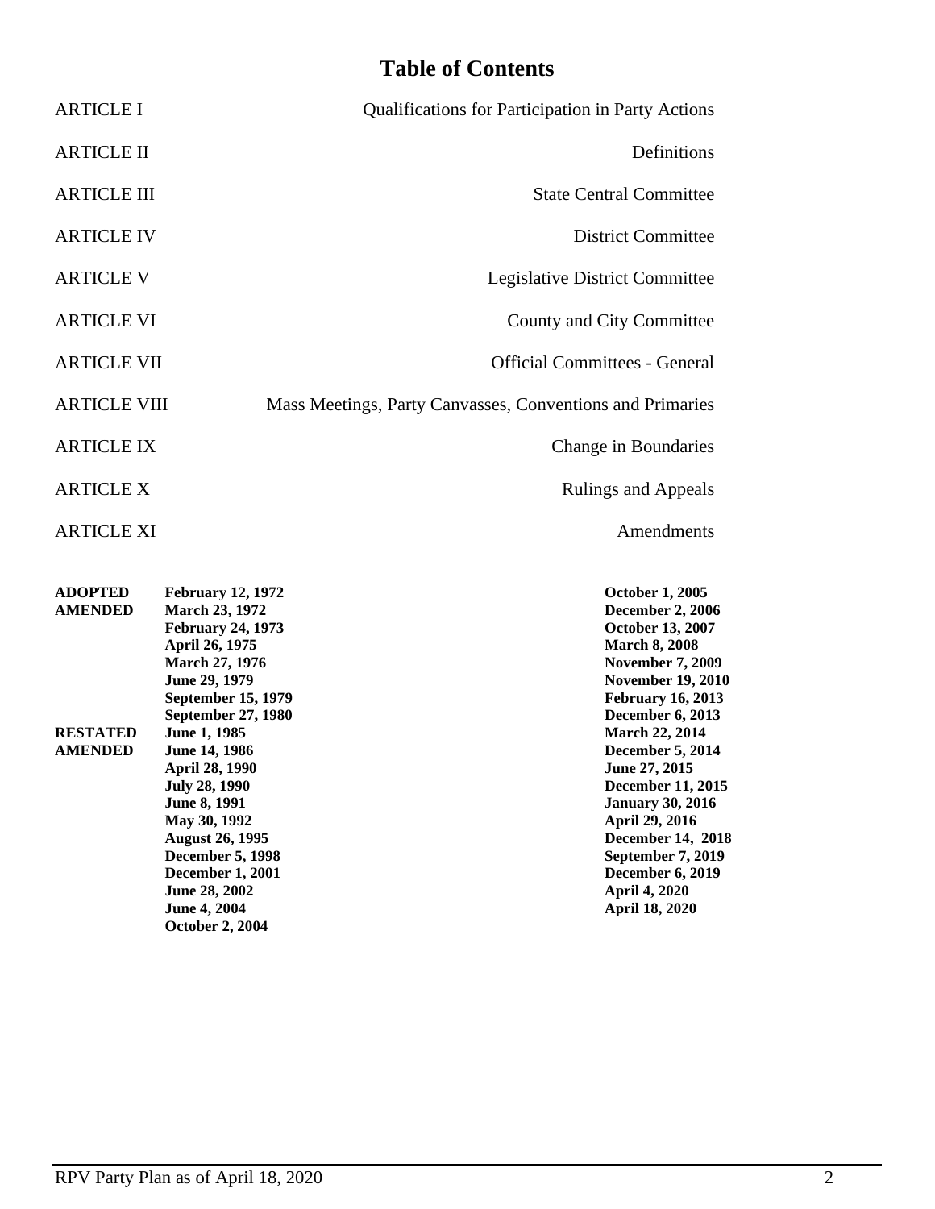# Table of Contents

| | |
|---|---|
| ARTICLE I | Qualifications for Participation in Party Actions |
| ARTICLE II | Definitions |
| ARTICLE III | State Central Committee |
| ARTICLE IV | District Committee |
| ARTICLE V | Legislative District Committee |
| ARTICLE VI | County and City Committee |
| ARTICLE VII | Official Committees - General |
| ARTICLE VIII | Mass Meetings, Party Canvasses, Conventions and Primaries |
| ARTICLE IX | Change in Boundaries |
| ARTICLE X | Rulings and Appeals |
| ARTICLE XI | Amendments |

**ADOPTED** **February 12, 1972**
**AMENDED** **March 23, 1972**
**February 24, 1973**
**April 26, 1975**
**March 27, 1976**
**June 29, 1979**
**September 15, 1979**
**September 27, 1980**
**RESTATED** **June 1, 1985**
**AMENDED** **June 14, 1986**
**April 28, 1990**
**July 28, 1990**
**June 8, 1991**
**May 30, 1992**
**August 26, 1995**
**December 5, 1998**
**December 1, 2001**
**June 28, 2002**
**June 4, 2004**
**October 2, 2004**
**October 1, 2005**
**December 2, 2006**
**October 13, 2007**
**March 8, 2008**
**November 7, 2009**
**November 19, 2010**
**February 16, 2013**
**December 6, 2013**
**March 22, 2014**
**December 5, 2014**
**June 27, 2015**
**December 11, 2015**
**January 30, 2016**
**April 29, 2016**
**December 14, 2018**
**September 7, 2019**
**December 6, 2019**
**April 4, 2020**
**April 18, 2020**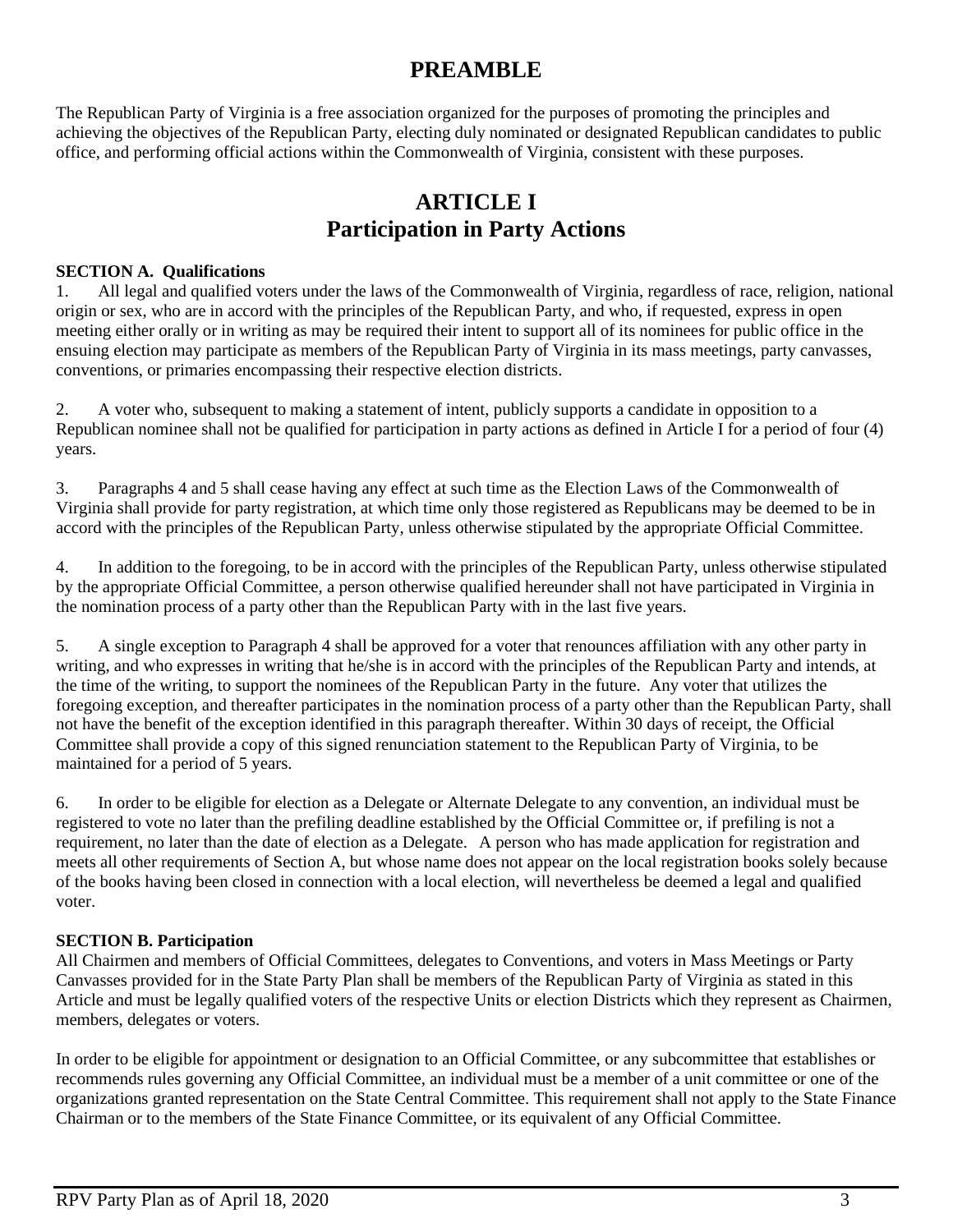# PREAMBLE

The Republican Party of Virginia is a free association organized for the purposes of promoting the principles and achieving the objectives of the Republican Party, electing duly nominated or designated Republican candidates to public office, and performing official actions within the Commonwealth of Virginia, consistent with these purposes.

# ARTICLE I
# Participation in Party Actions

**SECTION A. Qualifications**

1. All legal and qualified voters under the laws of the Commonwealth of Virginia, regardless of race, religion, national origin or sex, who are in accord with the principles of the Republican Party, and who, if requested, express in open meeting either orally or in writing as may be required their intent to support all of its nominees for public office in the ensuing election may participate as members of the Republican Party of Virginia in its mass meetings, party canvasses, conventions, or primaries encompassing their respective election districts.

2. A voter who, subsequent to making a statement of intent, publicly supports a candidate in opposition to a Republican nominee shall not be qualified for participation in party actions as defined in Article I for a period of four (4) years.

3. Paragraphs 4 and 5 shall cease having any effect at such time as the Election Laws of the Commonwealth of Virginia shall provide for party registration, at which time only those registered as Republicans may be deemed to be in accord with the principles of the Republican Party, unless otherwise stipulated by the appropriate Official Committee.

4. In addition to the foregoing, to be in accord with the principles of the Republican Party, unless otherwise stipulated by the appropriate Official Committee, a person otherwise qualified hereunder shall not have participated in Virginia in the nomination process of a party other than the Republican Party with in the last five years.

5. A single exception to Paragraph 4 shall be approved for a voter that renounces affiliation with any other party in writing, and who expresses in writing that he/she is in accord with the principles of the Republican Party and intends, at the time of the writing, to support the nominees of the Republican Party in the future. Any voter that utilizes the foregoing exception, and thereafter participates in the nomination process of a party other than the Republican Party, shall not have the benefit of the exception identified in this paragraph thereafter. Within 30 days of receipt, the Official Committee shall provide a copy of this signed renunciation statement to the Republican Party of Virginia, to be maintained for a period of 5 years.

6. In order to be eligible for election as a Delegate or Alternate Delegate to any convention, an individual must be registered to vote no later than the prefiling deadline established by the Official Committee or, if prefiling is not a requirement, no later than the date of election as a Delegate. A person who has made application for registration and meets all other requirements of Section A, but whose name does not appear on the local registration books solely because of the books having been closed in connection with a local election, will nevertheless be deemed a legal and qualified voter.

**SECTION B. Participation**

All Chairmen and members of Official Committees, delegates to Conventions, and voters in Mass Meetings or Party Canvasses provided for in the State Party Plan shall be members of the Republican Party of Virginia as stated in this Article and must be legally qualified voters of the respective Units or election Districts which they represent as Chairmen, members, delegates or voters.

In order to be eligible for appointment or designation to an Official Committee, or any subcommittee that establishes or recommends rules governing any Official Committee, an individual must be a member of a unit committee or one of the organizations granted representation on the State Central Committee. This requirement shall not apply to the State Finance Chairman or to the members of the State Finance Committee, or its equivalent of any Official Committee.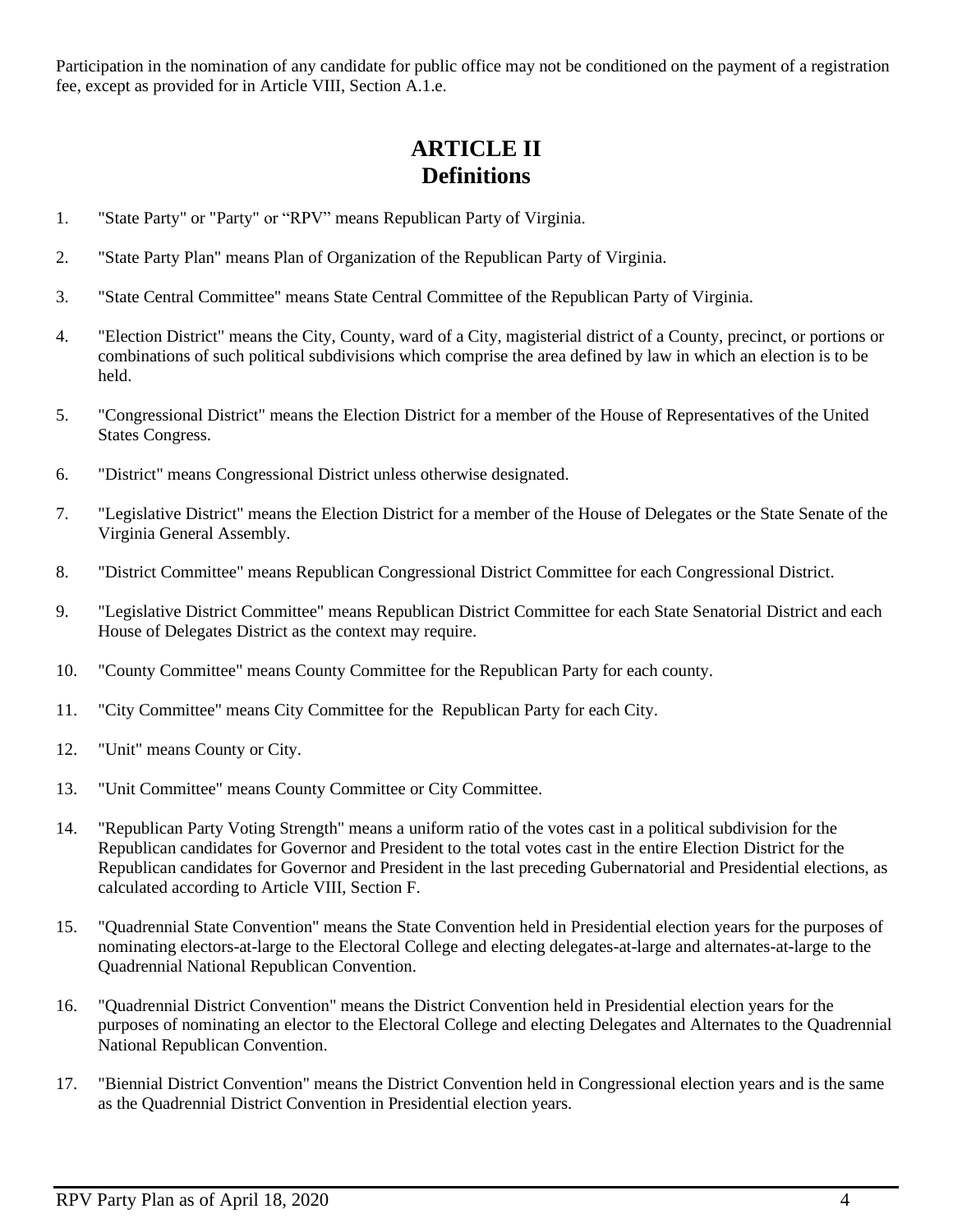Participation in the nomination of any candidate for public office may not be conditioned on the payment of a registration fee, except as provided for in Article VIII, Section A.1.e.

## ARTICLE II
## Definitions

1. "State Party" or "Party" or "RPV" means Republican Party of Virginia.

2. "State Party Plan" means Plan of Organization of the Republican Party of Virginia.

3. "State Central Committee" means State Central Committee of the Republican Party of Virginia.

4. "Election District" means the City, County, ward of a City, magisterial district of a County, precinct, or portions or combinations of such political subdivisions which comprise the area defined by law in which an election is to be held.

5. "Congressional District" means the Election District for a member of the House of Representatives of the United States Congress.

6. "District" means Congressional District unless otherwise designated.

7. "Legislative District" means the Election District for a member of the House of Delegates or the State Senate of the Virginia General Assembly.

8. "District Committee" means Republican Congressional District Committee for each Congressional District.

9. "Legislative District Committee" means Republican District Committee for each State Senatorial District and each House of Delegates District as the context may require.

10. "County Committee" means County Committee for the Republican Party for each county.

11. "City Committee" means City Committee for the Republican Party for each City.

12. "Unit" means County or City.

13. "Unit Committee" means County Committee or City Committee.

14. "Republican Party Voting Strength" means a uniform ratio of the votes cast in a political subdivision for the Republican candidates for Governor and President to the total votes cast in the entire Election District for the Republican candidates for Governor and President in the last preceding Gubernatorial and Presidential elections, as calculated according to Article VIII, Section F.

15. "Quadrennial State Convention" means the State Convention held in Presidential election years for the purposes of nominating electors-at-large to the Electoral College and electing delegates-at-large and alternates-at-large to the Quadrennial National Republican Convention.

16. "Quadrennial District Convention" means the District Convention held in Presidential election years for the purposes of nominating an elector to the Electoral College and electing Delegates and Alternates to the Quadrennial National Republican Convention.

17. "Biennial District Convention" means the District Convention held in Congressional election years and is the same as the Quadrennial District Convention in Presidential election years.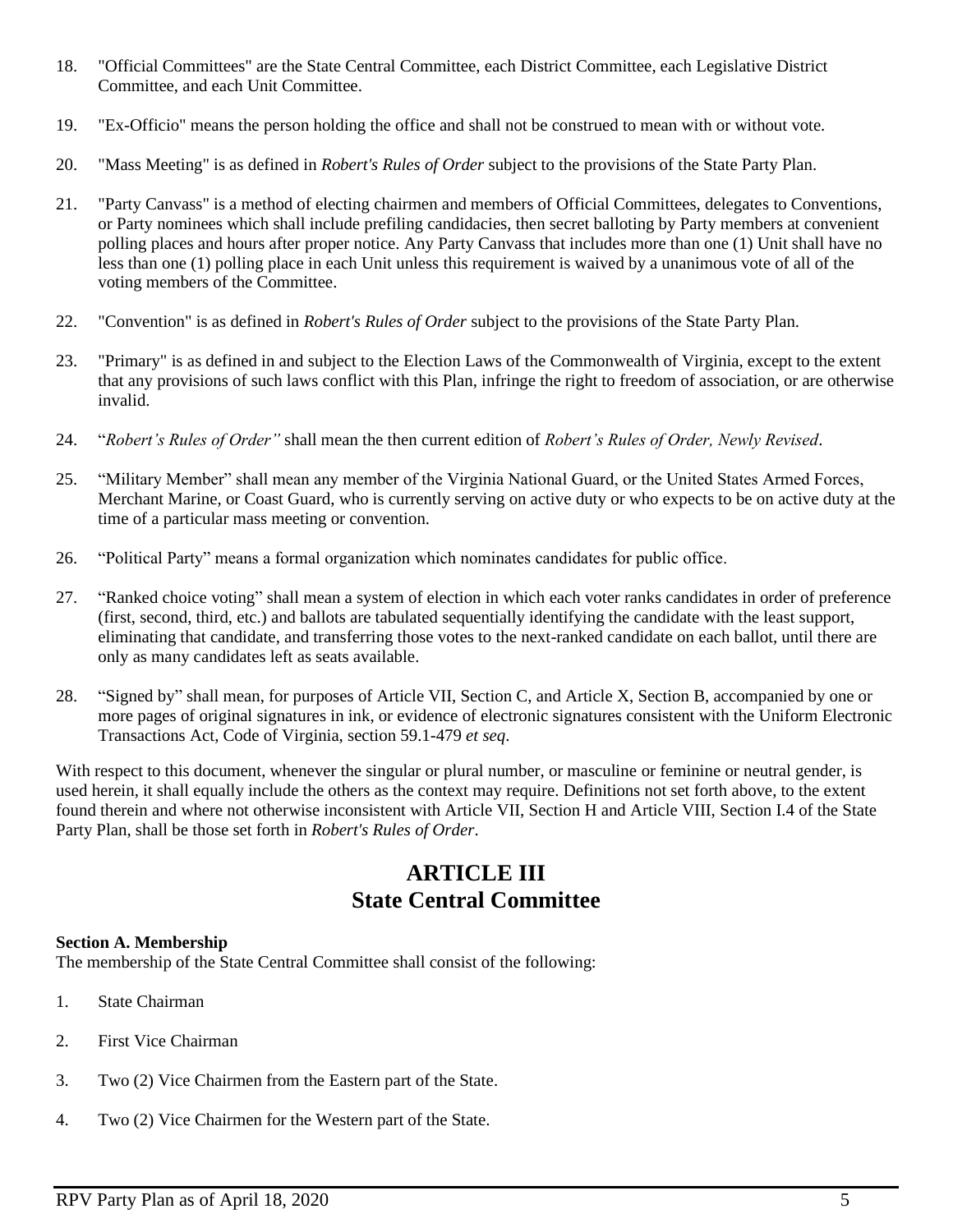18. "Official Committees" are the State Central Committee, each District Committee, each Legislative District Committee, and each Unit Committee.

19. "Ex-Officio" means the person holding the office and shall not be construed to mean with or without vote.

20. "Mass Meeting" is as defined in *Robert's Rules of Order* subject to the provisions of the State Party Plan.

21. "Party Canvass" is a method of electing chairmen and members of Official Committees, delegates to Conventions, or Party nominees which shall include prefiling candidacies, then secret balloting by Party members at convenient polling places and hours after proper notice. Any Party Canvass that includes more than one (1) Unit shall have no less than one (1) polling place in each Unit unless this requirement is waived by a unanimous vote of all of the voting members of the Committee.

22. "Convention" is as defined in *Robert's Rules of Order* subject to the provisions of the State Party Plan.

23. "Primary" is as defined in and subject to the Election Laws of the Commonwealth of Virginia, except to the extent that any provisions of such laws conflict with this Plan, infringe the right to freedom of association, or are otherwise invalid.

24. "*Robert's Rules of Order"* shall mean the then current edition of *Robert's Rules of Order, Newly Revised*.

25. "Military Member" shall mean any member of the Virginia National Guard, or the United States Armed Forces, Merchant Marine, or Coast Guard, who is currently serving on active duty or who expects to be on active duty at the time of a particular mass meeting or convention.

26. "Political Party" means a formal organization which nominates candidates for public office.

27. "Ranked choice voting" shall mean a system of election in which each voter ranks candidates in order of preference (first, second, third, etc.) and ballots are tabulated sequentially identifying the candidate with the least support, eliminating that candidate, and transferring those votes to the next-ranked candidate on each ballot, until there are only as many candidates left as seats available.

28. "Signed by" shall mean, for purposes of Article VII, Section C, and Article X, Section B, accompanied by one or more pages of original signatures in ink, or evidence of electronic signatures consistent with the Uniform Electronic Transactions Act, Code of Virginia, section 59.1-479 *et seq*.

With respect to this document, whenever the singular or plural number, or masculine or feminine or neutral gender, is used herein, it shall equally include the others as the context may require. Definitions not set forth above, to the extent found therein and where not otherwise inconsistent with Article VII, Section H and Article VIII, Section I.4 of the State Party Plan, shall be those set forth in *Robert's Rules of Order*.

# ARTICLE III
# State Central Committee

**Section A. Membership**
The membership of the State Central Committee shall consist of the following:

1. State Chairman

2. First Vice Chairman

3. Two (2) Vice Chairmen from the Eastern part of the State.

4. Two (2) Vice Chairmen for the Western part of the State.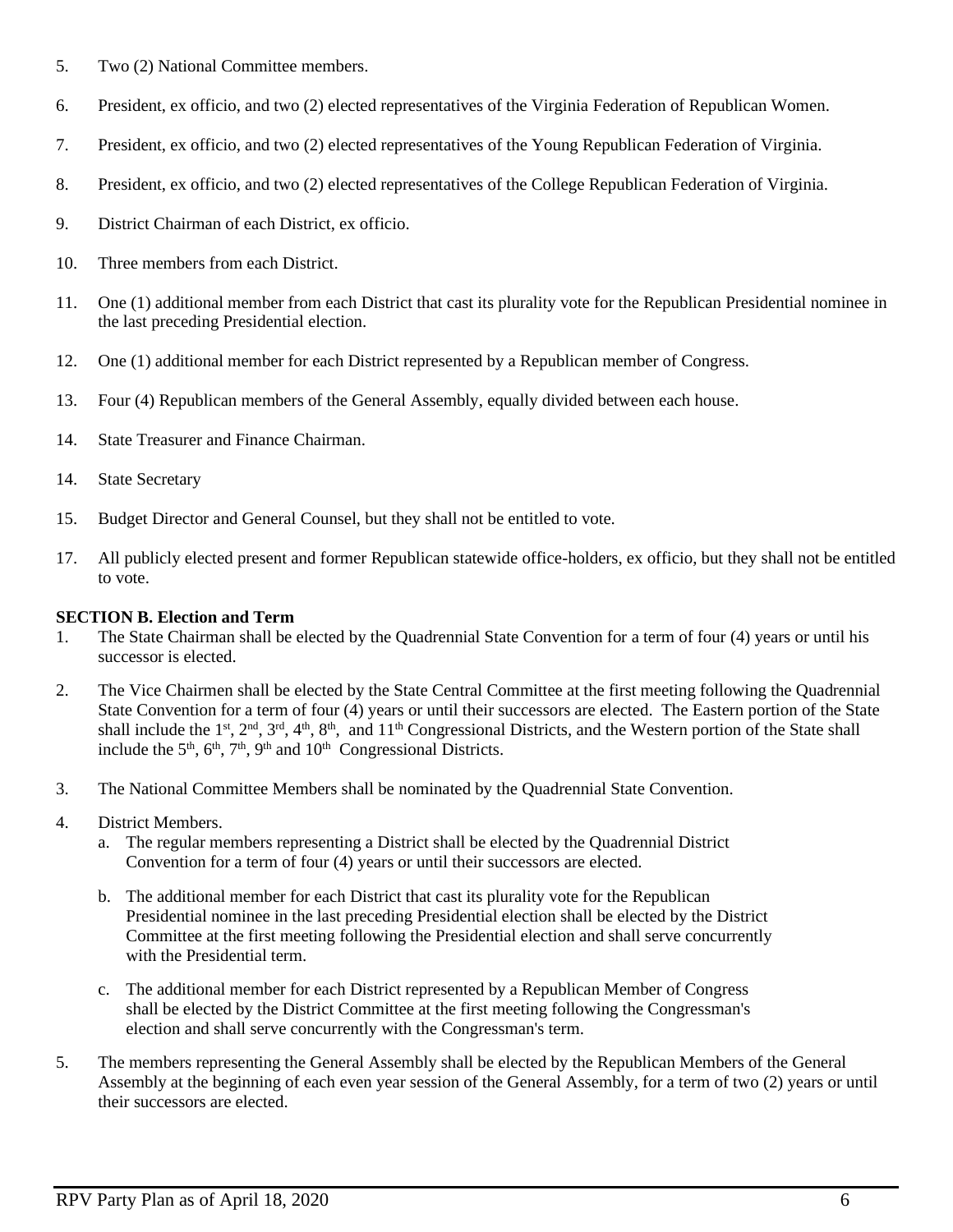5. Two (2) National Committee members.

6. President, ex officio, and two (2) elected representatives of the Virginia Federation of Republican Women.

7. President, ex officio, and two (2) elected representatives of the Young Republican Federation of Virginia.

8. President, ex officio, and two (2) elected representatives of the College Republican Federation of Virginia.

9. District Chairman of each District, ex officio.

10. Three members from each District.

11. One (1) additional member from each District that cast its plurality vote for the Republican Presidential nominee in the last preceding Presidential election.

12. One (1) additional member for each District represented by a Republican member of Congress.

13. Four (4) Republican members of the General Assembly, equally divided between each house.

14. State Treasurer and Finance Chairman.

14. State Secretary

15. Budget Director and General Counsel, but they shall not be entitled to vote.

17. All publicly elected present and former Republican statewide office-holders, ex officio, but they shall not be entitled to vote.

**SECTION B. Election and Term**

1. The State Chairman shall be elected by the Quadrennial State Convention for a term of four (4) years or until his successor is elected.

2. The Vice Chairmen shall be elected by the State Central Committee at the first meeting following the Quadrennial State Convention for a term of four (4) years or until their successors are elected. The Eastern portion of the State shall include the 1st, 2nd, 3rd, 4th, 8th, and 11th Congressional Districts, and the Western portion of the State shall include the 5th, 6th, 7th, 9th and 10th Congressional Districts.

3. The National Committee Members shall be nominated by the Quadrennial State Convention.

4. District Members.
   a. The regular members representing a District shall be elected by the Quadrennial District Convention for a term of four (4) years or until their successors are elected.

   b. The additional member for each District that cast its plurality vote for the Republican Presidential nominee in the last preceding Presidential election shall be elected by the District Committee at the first meeting following the Presidential election and shall serve concurrently with the Presidential term.

   c. The additional member for each District represented by a Republican Member of Congress shall be elected by the District Committee at the first meeting following the Congressman's election and shall serve concurrently with the Congressman's term.

5. The members representing the General Assembly shall be elected by the Republican Members of the General Assembly at the beginning of each even year session of the General Assembly, for a term of two (2) years or until their successors are elected.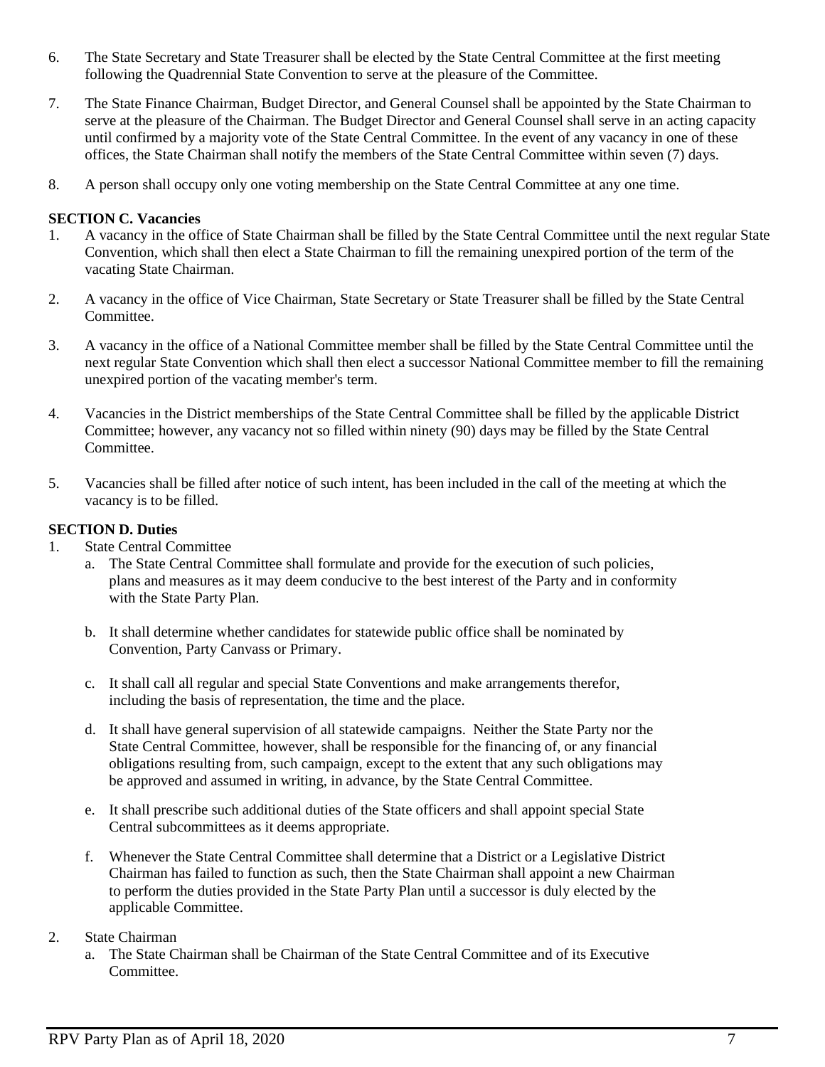6. The State Secretary and State Treasurer shall be elected by the State Central Committee at the first meeting following the Quadrennial State Convention to serve at the pleasure of the Committee.

7. The State Finance Chairman, Budget Director, and General Counsel shall be appointed by the State Chairman to serve at the pleasure of the Chairman. The Budget Director and General Counsel shall serve in an acting capacity until confirmed by a majority vote of the State Central Committee. In the event of any vacancy in one of these offices, the State Chairman shall notify the members of the State Central Committee within seven (7) days.

8. A person shall occupy only one voting membership on the State Central Committee at any one time.

**SECTION C. Vacancies**

1. A vacancy in the office of State Chairman shall be filled by the State Central Committee until the next regular State Convention, which shall then elect a State Chairman to fill the remaining unexpired portion of the term of the vacating State Chairman.

2. A vacancy in the office of Vice Chairman, State Secretary or State Treasurer shall be filled by the State Central Committee.

3. A vacancy in the office of a National Committee member shall be filled by the State Central Committee until the next regular State Convention which shall then elect a successor National Committee member to fill the remaining unexpired portion of the vacating member's term.

4. Vacancies in the District memberships of the State Central Committee shall be filled by the applicable District Committee; however, any vacancy not so filled within ninety (90) days may be filled by the State Central Committee.

5. Vacancies shall be filled after notice of such intent, has been included in the call of the meeting at which the vacancy is to be filled.

**SECTION D. Duties**

1. State Central Committee
   a. The State Central Committee shall formulate and provide for the execution of such policies, plans and measures as it may deem conducive to the best interest of the Party and in conformity with the State Party Plan.

   b. It shall determine whether candidates for statewide public office shall be nominated by Convention, Party Canvass or Primary.

   c. It shall call all regular and special State Conventions and make arrangements therefor, including the basis of representation, the time and the place.

   d. It shall have general supervision of all statewide campaigns. Neither the State Party nor the State Central Committee, however, shall be responsible for the financing of, or any financial obligations resulting from, such campaign, except to the extent that any such obligations may be approved and assumed in writing, in advance, by the State Central Committee.

   e. It shall prescribe such additional duties of the State officers and shall appoint special State Central subcommittees as it deems appropriate.

   f. Whenever the State Central Committee shall determine that a District or a Legislative District Chairman has failed to function as such, then the State Chairman shall appoint a new Chairman to perform the duties provided in the State Party Plan until a successor is duly elected by the applicable Committee.

2. State Chairman
   a. The State Chairman shall be Chairman of the State Central Committee and of its Executive Committee.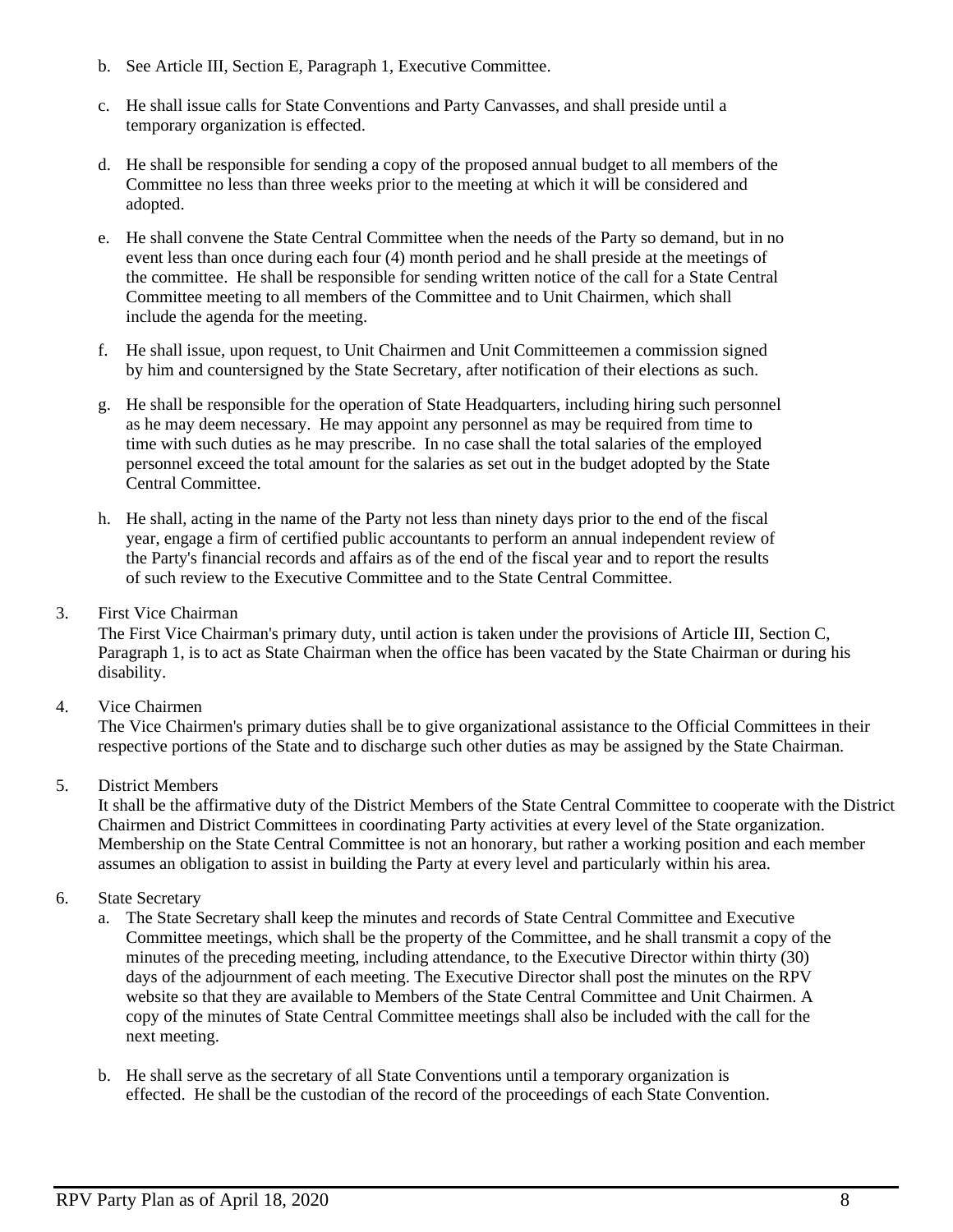b. See Article III, Section E, Paragraph 1, Executive Committee.

c. He shall issue calls for State Conventions and Party Canvasses, and shall preside until a temporary organization is effected.

d. He shall be responsible for sending a copy of the proposed annual budget to all members of the Committee no less than three weeks prior to the meeting at which it will be considered and adopted.

e. He shall convene the State Central Committee when the needs of the Party so demand, but in no event less than once during each four (4) month period and he shall preside at the meetings of the committee. He shall be responsible for sending written notice of the call for a State Central Committee meeting to all members of the Committee and to Unit Chairmen, which shall include the agenda for the meeting.

f. He shall issue, upon request, to Unit Chairmen and Unit Committeemen a commission signed by him and countersigned by the State Secretary, after notification of their elections as such.

g. He shall be responsible for the operation of State Headquarters, including hiring such personnel as he may deem necessary. He may appoint any personnel as may be required from time to time with such duties as he may prescribe. In no case shall the total salaries of the employed personnel exceed the total amount for the salaries as set out in the budget adopted by the State Central Committee.

h. He shall, acting in the name of the Party not less than ninety days prior to the end of the fiscal year, engage a firm of certified public accountants to perform an annual independent review of the Party's financial records and affairs as of the end of the fiscal year and to report the results of such review to the Executive Committee and to the State Central Committee.

3. First Vice Chairman

The First Vice Chairman's primary duty, until action is taken under the provisions of Article III, Section C, Paragraph 1, is to act as State Chairman when the office has been vacated by the State Chairman or during his disability.

4. Vice Chairmen

The Vice Chairmen's primary duties shall be to give organizational assistance to the Official Committees in their respective portions of the State and to discharge such other duties as may be assigned by the State Chairman.

5. District Members

It shall be the affirmative duty of the District Members of the State Central Committee to cooperate with the District Chairmen and District Committees in coordinating Party activities at every level of the State organization. Membership on the State Central Committee is not an honorary, but rather a working position and each member assumes an obligation to assist in building the Party at every level and particularly within his area.

6. State Secretary

a. The State Secretary shall keep the minutes and records of State Central Committee and Executive Committee meetings, which shall be the property of the Committee, and he shall transmit a copy of the minutes of the preceding meeting, including attendance, to the Executive Director within thirty (30) days of the adjournment of each meeting. The Executive Director shall post the minutes on the RPV website so that they are available to Members of the State Central Committee and Unit Chairmen. A copy of the minutes of State Central Committee meetings shall also be included with the call for the next meeting.

b. He shall serve as the secretary of all State Conventions until a temporary organization is effected. He shall be the custodian of the record of the proceedings of each State Convention.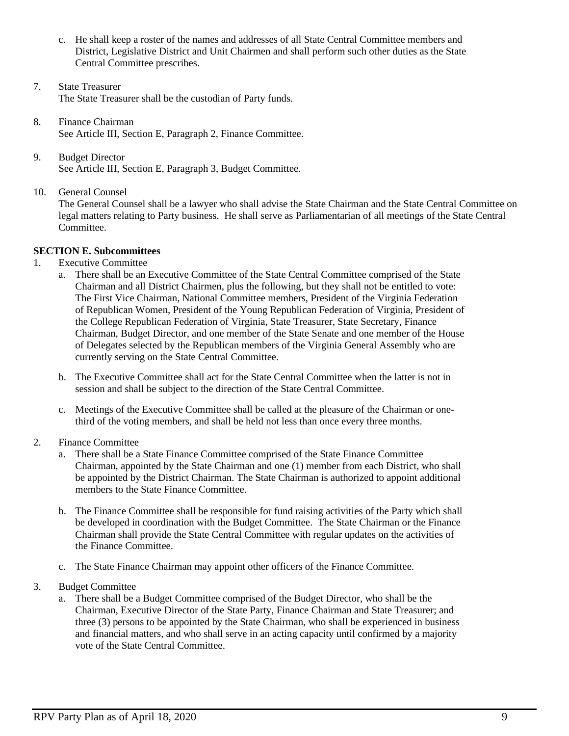c. He shall keep a roster of the names and addresses of all State Central Committee members and District, Legislative District and Unit Chairmen and shall perform such other duties as the State Central Committee prescribes.

7. State Treasurer
   The State Treasurer shall be the custodian of Party funds.

8. Finance Chairman
   See Article III, Section E, Paragraph 2, Finance Committee.

9. Budget Director
   See Article III, Section E, Paragraph 3, Budget Committee.

10. General Counsel
    The General Counsel shall be a lawyer who shall advise the State Chairman and the State Central Committee on legal matters relating to Party business. He shall serve as Parliamentarian of all meetings of the State Central Committee.

**SECTION E. Subcommittees**

1. Executive Committee
   a. There shall be an Executive Committee of the State Central Committee comprised of the State Chairman and all District Chairmen, plus the following, but they shall not be entitled to vote: The First Vice Chairman, National Committee members, President of the Virginia Federation of Republican Women, President of the Young Republican Federation of Virginia, President of the College Republican Federation of Virginia, State Treasurer, State Secretary, Finance Chairman, Budget Director, and one member of the State Senate and one member of the House of Delegates selected by the Republican members of the Virginia General Assembly who are currently serving on the State Central Committee.

   b. The Executive Committee shall act for the State Central Committee when the latter is not in session and shall be subject to the direction of the State Central Committee.

   c. Meetings of the Executive Committee shall be called at the pleasure of the Chairman or one-third of the voting members, and shall be held not less than once every three months.

2. Finance Committee
   a. There shall be a State Finance Committee comprised of the State Finance Committee Chairman, appointed by the State Chairman and one (1) member from each District, who shall be appointed by the District Chairman. The State Chairman is authorized to appoint additional members to the State Finance Committee.

   b. The Finance Committee shall be responsible for fund raising activities of the Party which shall be developed in coordination with the Budget Committee. The State Chairman or the Finance Chairman shall provide the State Central Committee with regular updates on the activities of the Finance Committee.

   c. The State Finance Chairman may appoint other officers of the Finance Committee.

3. Budget Committee
   a. There shall be a Budget Committee comprised of the Budget Director, who shall be the Chairman, Executive Director of the State Party, Finance Chairman and State Treasurer; and three (3) persons to be appointed by the State Chairman, who shall be experienced in business and financial matters, and who shall serve in an acting capacity until confirmed by a majority vote of the State Central Committee.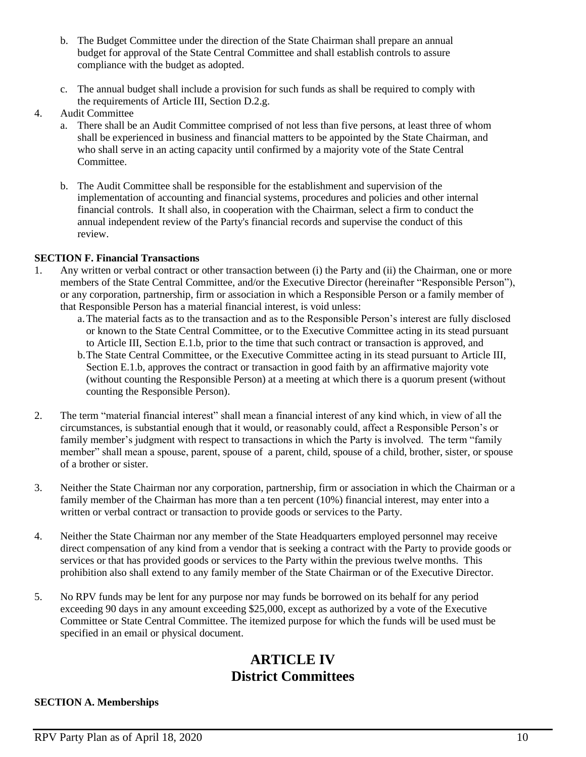b. The Budget Committee under the direction of the State Chairman shall prepare an annual budget for approval of the State Central Committee and shall establish controls to assure compliance with the budget as adopted.

c. The annual budget shall include a provision for such funds as shall be required to comply with the requirements of Article III, Section D.2.g.

4. Audit Committee

   a. There shall be an Audit Committee comprised of not less than five persons, at least three of whom shall be experienced in business and financial matters to be appointed by the State Chairman, and who shall serve in an acting capacity until confirmed by a majority vote of the State Central Committee.

   b. The Audit Committee shall be responsible for the establishment and supervision of the implementation of accounting and financial systems, procedures and policies and other internal financial controls. It shall also, in cooperation with the Chairman, select a firm to conduct the annual independent review of the Party's financial records and supervise the conduct of this review.

**SECTION F. Financial Transactions**

1. Any written or verbal contract or other transaction between (i) the Party and (ii) the Chairman, one or more members of the State Central Committee, and/or the Executive Director (hereinafter "Responsible Person"), or any corporation, partnership, firm or association in which a Responsible Person or a family member of that Responsible Person has a material financial interest, is void unless:

   a. The material facts as to the transaction and as to the Responsible Person's interest are fully disclosed or known to the State Central Committee, or to the Executive Committee acting in its stead pursuant to Article III, Section E.1.b, prior to the time that such contract or transaction is approved, and

   b. The State Central Committee, or the Executive Committee acting in its stead pursuant to Article III, Section E.1.b, approves the contract or transaction in good faith by an affirmative majority vote (without counting the Responsible Person) at a meeting at which there is a quorum present (without counting the Responsible Person).

2. The term "material financial interest" shall mean a financial interest of any kind which, in view of all the circumstances, is substantial enough that it would, or reasonably could, affect a Responsible Person's or family member's judgment with respect to transactions in which the Party is involved. The term "family member" shall mean a spouse, parent, spouse of a parent, child, spouse of a child, brother, sister, or spouse of a brother or sister.

3. Neither the State Chairman nor any corporation, partnership, firm or association in which the Chairman or a family member of the Chairman has more than a ten percent (10%) financial interest, may enter into a written or verbal contract or transaction to provide goods or services to the Party.

4. Neither the State Chairman nor any member of the State Headquarters employed personnel may receive direct compensation of any kind from a vendor that is seeking a contract with the Party to provide goods or services or that has provided goods or services to the Party within the previous twelve months. This prohibition also shall extend to any family member of the State Chairman or of the Executive Director.

5. No RPV funds may be lent for any purpose nor may funds be borrowed on its behalf for any period exceeding 90 days in any amount exceeding $25,000, except as authorized by a vote of the Executive Committee or State Central Committee. The itemized purpose for which the funds will be used must be specified in an email or physical document.

# ARTICLE IV
# District Committees

**SECTION A. Memberships**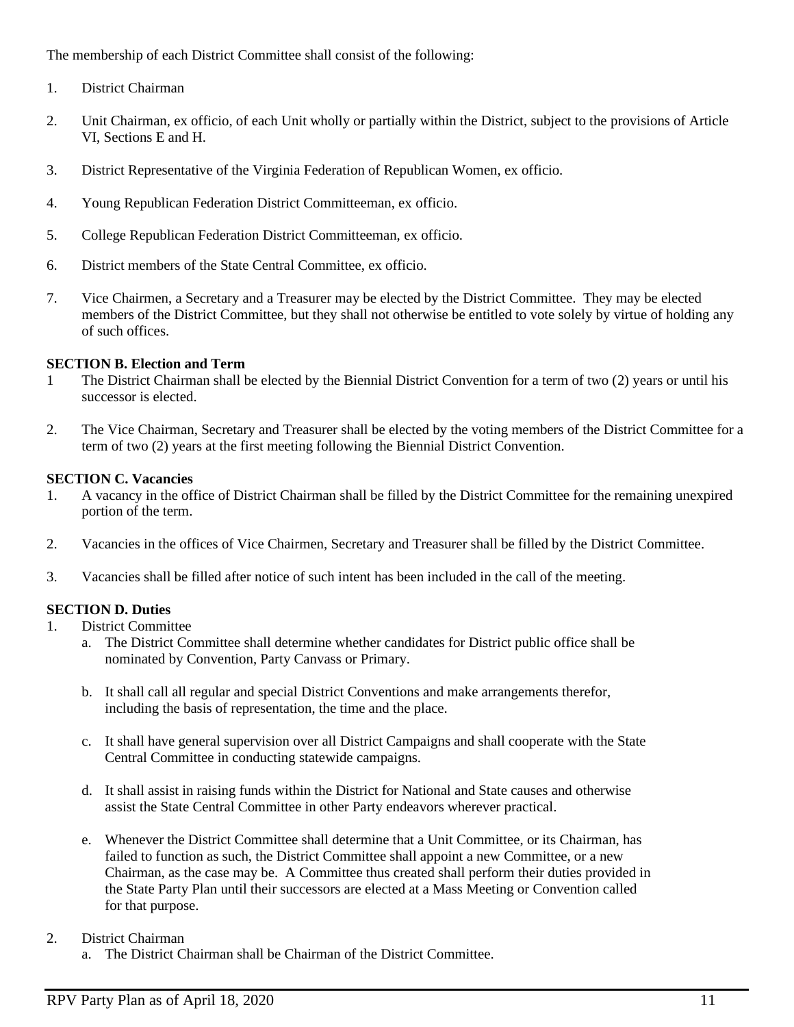The membership of each District Committee shall consist of the following:

1. District Chairman
2. Unit Chairman, ex officio, of each Unit wholly or partially within the District, subject to the provisions of Article VI, Sections E and H.
3. District Representative of the Virginia Federation of Republican Women, ex officio.
4. Young Republican Federation District Committeeman, ex officio.
5. College Republican Federation District Committeeman, ex officio.
6. District members of the State Central Committee, ex officio.
7. Vice Chairmen, a Secretary and a Treasurer may be elected by the District Committee. They may be elected members of the District Committee, but they shall not otherwise be entitled to vote solely by virtue of holding any of such offices.

**SECTION B. Election and Term**

1 The District Chairman shall be elected by the Biennial District Convention for a term of two (2) years or until his successor is elected.

2. The Vice Chairman, Secretary and Treasurer shall be elected by the voting members of the District Committee for a term of two (2) years at the first meeting following the Biennial District Convention.

**SECTION C. Vacancies**

1. A vacancy in the office of District Chairman shall be filled by the District Committee for the remaining unexpired portion of the term.
2. Vacancies in the offices of Vice Chairmen, Secretary and Treasurer shall be filled by the District Committee.
3. Vacancies shall be filled after notice of such intent has been included in the call of the meeting.

**SECTION D. Duties**

1. District Committee
   a. The District Committee shall determine whether candidates for District public office shall be nominated by Convention, Party Canvass or Primary.
   b. It shall call all regular and special District Conventions and make arrangements therefor, including the basis of representation, the time and the place.
   c. It shall have general supervision over all District Campaigns and shall cooperate with the State Central Committee in conducting statewide campaigns.
   d. It shall assist in raising funds within the District for National and State causes and otherwise assist the State Central Committee in other Party endeavors wherever practical.
   e. Whenever the District Committee shall determine that a Unit Committee, or its Chairman, has failed to function as such, the District Committee shall appoint a new Committee, or a new Chairman, as the case may be. A Committee thus created shall perform their duties provided in the State Party Plan until their successors are elected at a Mass Meeting or Convention called for that purpose.
2. District Chairman
   a. The District Chairman shall be Chairman of the District Committee.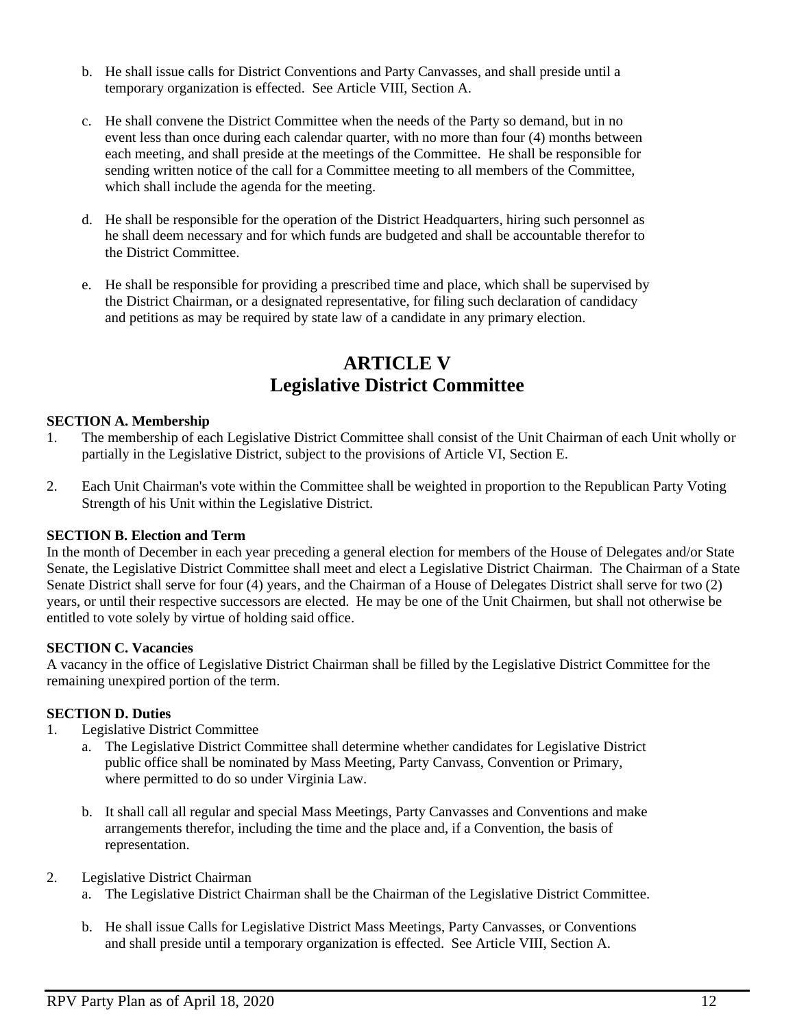b. He shall issue calls for District Conventions and Party Canvasses, and shall preside until a temporary organization is effected. See Article VIII, Section A.

c. He shall convene the District Committee when the needs of the Party so demand, but in no event less than once during each calendar quarter, with no more than four (4) months between each meeting, and shall preside at the meetings of the Committee. He shall be responsible for sending written notice of the call for a Committee meeting to all members of the Committee, which shall include the agenda for the meeting.

d. He shall be responsible for the operation of the District Headquarters, hiring such personnel as he shall deem necessary and for which funds are budgeted and shall be accountable therefor to the District Committee.

e. He shall be responsible for providing a prescribed time and place, which shall be supervised by the District Chairman, or a designated representative, for filing such declaration of candidacy and petitions as may be required by state law of a candidate in any primary election.

# ARTICLE V
# Legislative District Committee

**SECTION A. Membership**

1. The membership of each Legislative District Committee shall consist of the Unit Chairman of each Unit wholly or partially in the Legislative District, subject to the provisions of Article VI, Section E.

2. Each Unit Chairman's vote within the Committee shall be weighted in proportion to the Republican Party Voting Strength of his Unit within the Legislative District.

**SECTION B. Election and Term**

In the month of December in each year preceding a general election for members of the House of Delegates and/or State Senate, the Legislative District Committee shall meet and elect a Legislative District Chairman. The Chairman of a State Senate District shall serve for four (4) years, and the Chairman of a House of Delegates District shall serve for two (2) years, or until their respective successors are elected. He may be one of the Unit Chairmen, but shall not otherwise be entitled to vote solely by virtue of holding said office.

**SECTION C. Vacancies**

A vacancy in the office of Legislative District Chairman shall be filled by the Legislative District Committee for the remaining unexpired portion of the term.

**SECTION D. Duties**

1. Legislative District Committee
   a. The Legislative District Committee shall determine whether candidates for Legislative District public office shall be nominated by Mass Meeting, Party Canvass, Convention or Primary, where permitted to do so under Virginia Law.

   b. It shall call all regular and special Mass Meetings, Party Canvasses and Conventions and make arrangements therefor, including the time and the place and, if a Convention, the basis of representation.

2. Legislative District Chairman
   a. The Legislative District Chairman shall be the Chairman of the Legislative District Committee.

   b. He shall issue Calls for Legislative District Mass Meetings, Party Canvasses, or Conventions and shall preside until a temporary organization is effected. See Article VIII, Section A.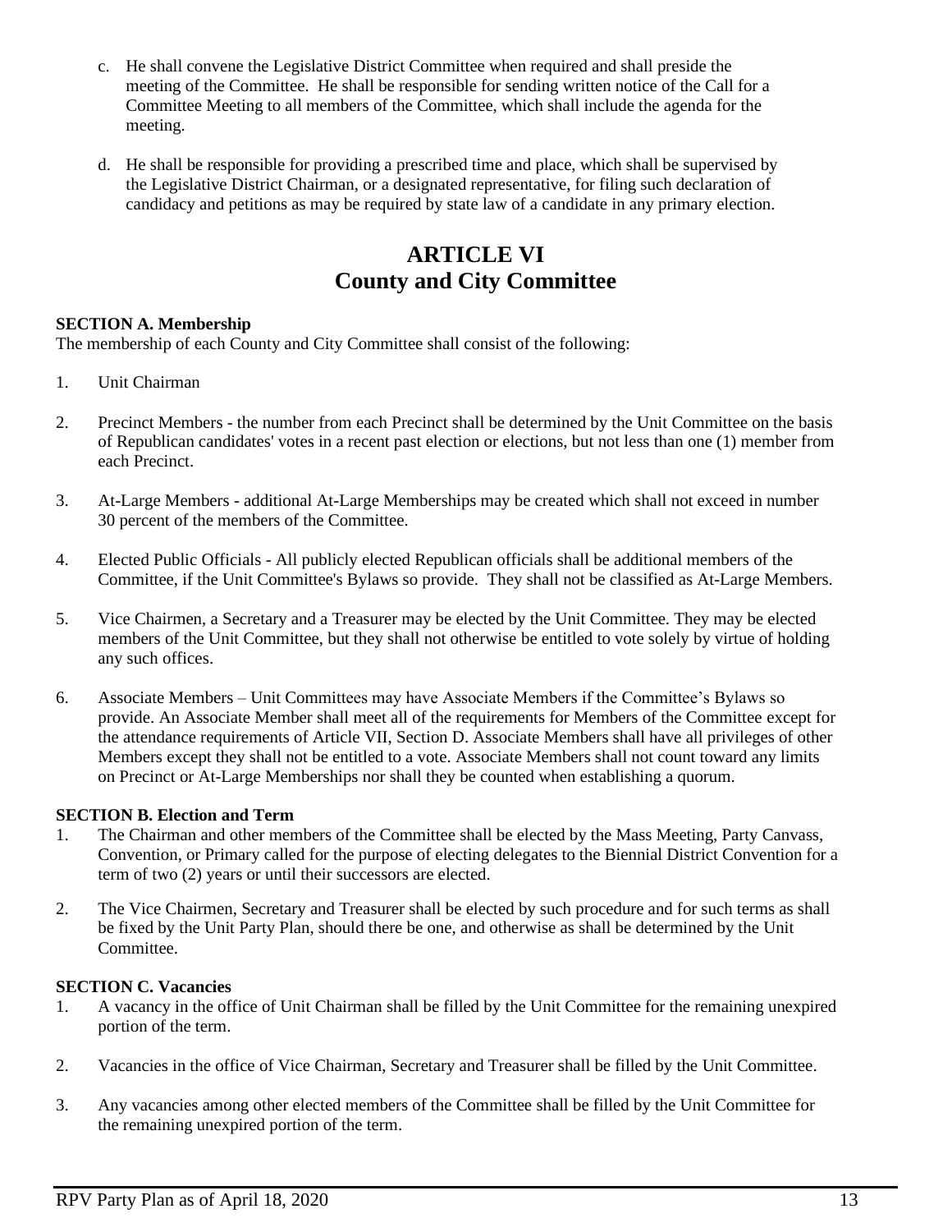c. He shall convene the Legislative District Committee when required and shall preside the meeting of the Committee. He shall be responsible for sending written notice of the Call for a Committee Meeting to all members of the Committee, which shall include the agenda for the meeting.

d. He shall be responsible for providing a prescribed time and place, which shall be supervised by the Legislative District Chairman, or a designated representative, for filing such declaration of candidacy and petitions as may be required by state law of a candidate in any primary election.

# ARTICLE VI
# County and City Committee

**SECTION A. Membership**

The membership of each County and City Committee shall consist of the following:

1. Unit Chairman

2. Precinct Members - the number from each Precinct shall be determined by the Unit Committee on the basis of Republican candidates' votes in a recent past election or elections, but not less than one (1) member from each Precinct.

3. At-Large Members - additional At-Large Memberships may be created which shall not exceed in number 30 percent of the members of the Committee.

4. Elected Public Officials - All publicly elected Republican officials shall be additional members of the Committee, if the Unit Committee's Bylaws so provide. They shall not be classified as At-Large Members.

5. Vice Chairmen, a Secretary and a Treasurer may be elected by the Unit Committee. They may be elected members of the Unit Committee, but they shall not otherwise be entitled to vote solely by virtue of holding any such offices.

6. Associate Members – Unit Committees may have Associate Members if the Committee's Bylaws so provide. An Associate Member shall meet all of the requirements for Members of the Committee except for the attendance requirements of Article VII, Section D. Associate Members shall have all privileges of other Members except they shall not be entitled to a vote. Associate Members shall not count toward any limits on Precinct or At-Large Memberships nor shall they be counted when establishing a quorum.

**SECTION B. Election and Term**

1. The Chairman and other members of the Committee shall be elected by the Mass Meeting, Party Canvass, Convention, or Primary called for the purpose of electing delegates to the Biennial District Convention for a term of two (2) years or until their successors are elected.

2. The Vice Chairmen, Secretary and Treasurer shall be elected by such procedure and for such terms as shall be fixed by the Unit Party Plan, should there be one, and otherwise as shall be determined by the Unit Committee.

**SECTION C. Vacancies**

1. A vacancy in the office of Unit Chairman shall be filled by the Unit Committee for the remaining unexpired portion of the term.

2. Vacancies in the office of Vice Chairman, Secretary and Treasurer shall be filled by the Unit Committee.

3. Any vacancies among other elected members of the Committee shall be filled by the Unit Committee for the remaining unexpired portion of the term.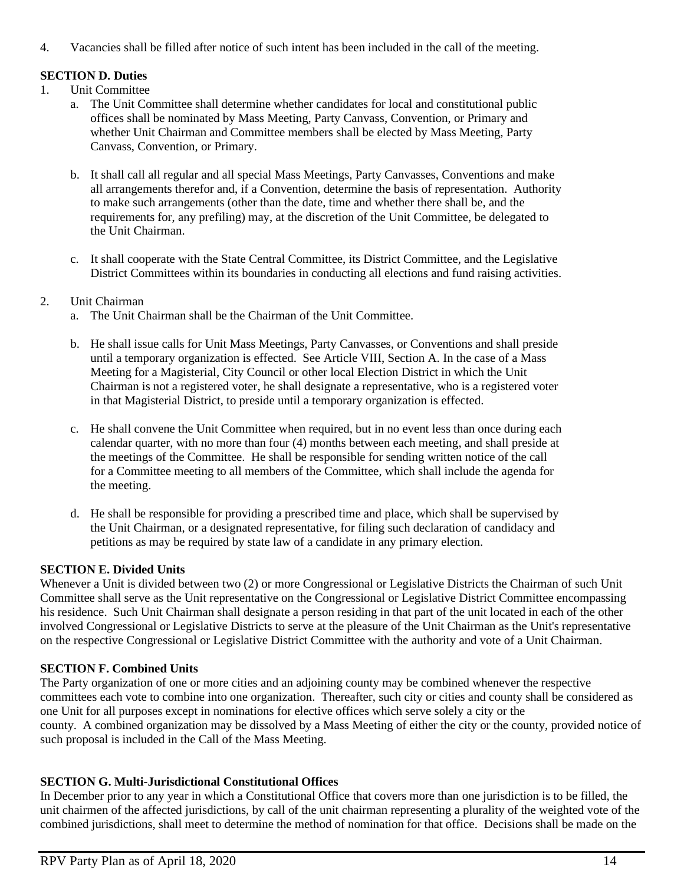4. Vacancies shall be filled after notice of such intent has been included in the call of the meeting.

**SECTION D. Duties**

1. Unit Committee
    a. The Unit Committee shall determine whether candidates for local and constitutional public offices shall be nominated by Mass Meeting, Party Canvass, Convention, or Primary and whether Unit Chairman and Committee members shall be elected by Mass Meeting, Party Canvass, Convention, or Primary.

    b. It shall call all regular and all special Mass Meetings, Party Canvasses, Conventions and make all arrangements therefor and, if a Convention, determine the basis of representation. Authority to make such arrangements (other than the date, time and whether there shall be, and the requirements for, any prefiling) may, at the discretion of the Unit Committee, be delegated to the Unit Chairman.

    c. It shall cooperate with the State Central Committee, its District Committee, and the Legislative District Committees within its boundaries in conducting all elections and fund raising activities.

2. Unit Chairman
    a. The Unit Chairman shall be the Chairman of the Unit Committee.

    b. He shall issue calls for Unit Mass Meetings, Party Canvasses, or Conventions and shall preside until a temporary organization is effected. See Article VIII, Section A. In the case of a Mass Meeting for a Magisterial, City Council or other local Election District in which the Unit Chairman is not a registered voter, he shall designate a representative, who is a registered voter in that Magisterial District, to preside until a temporary organization is effected.

    c. He shall convene the Unit Committee when required, but in no event less than once during each calendar quarter, with no more than four (4) months between each meeting, and shall preside at the meetings of the Committee. He shall be responsible for sending written notice of the call for a Committee meeting to all members of the Committee, which shall include the agenda for the meeting.

    d. He shall be responsible for providing a prescribed time and place, which shall be supervised by the Unit Chairman, or a designated representative, for filing such declaration of candidacy and petitions as may be required by state law of a candidate in any primary election.

**SECTION E. Divided Units**

Whenever a Unit is divided between two (2) or more Congressional or Legislative Districts the Chairman of such Unit Committee shall serve as the Unit representative on the Congressional or Legislative District Committee encompassing his residence. Such Unit Chairman shall designate a person residing in that part of the unit located in each of the other involved Congressional or Legislative Districts to serve at the pleasure of the Unit Chairman as the Unit's representative on the respective Congressional or Legislative District Committee with the authority and vote of a Unit Chairman.

**SECTION F. Combined Units**

The Party organization of one or more cities and an adjoining county may be combined whenever the respective committees each vote to combine into one organization. Thereafter, such city or cities and county shall be considered as one Unit for all purposes except in nominations for elective offices which serve solely a city or the county. A combined organization may be dissolved by a Mass Meeting of either the city or the county, provided notice of such proposal is included in the Call of the Mass Meeting.

**SECTION G. Multi-Jurisdictional Constitutional Offices**

In December prior to any year in which a Constitutional Office that covers more than one jurisdiction is to be filled, the unit chairmen of the affected jurisdictions, by call of the unit chairman representing a plurality of the weighted vote of the combined jurisdictions, shall meet to determine the method of nomination for that office. Decisions shall be made on the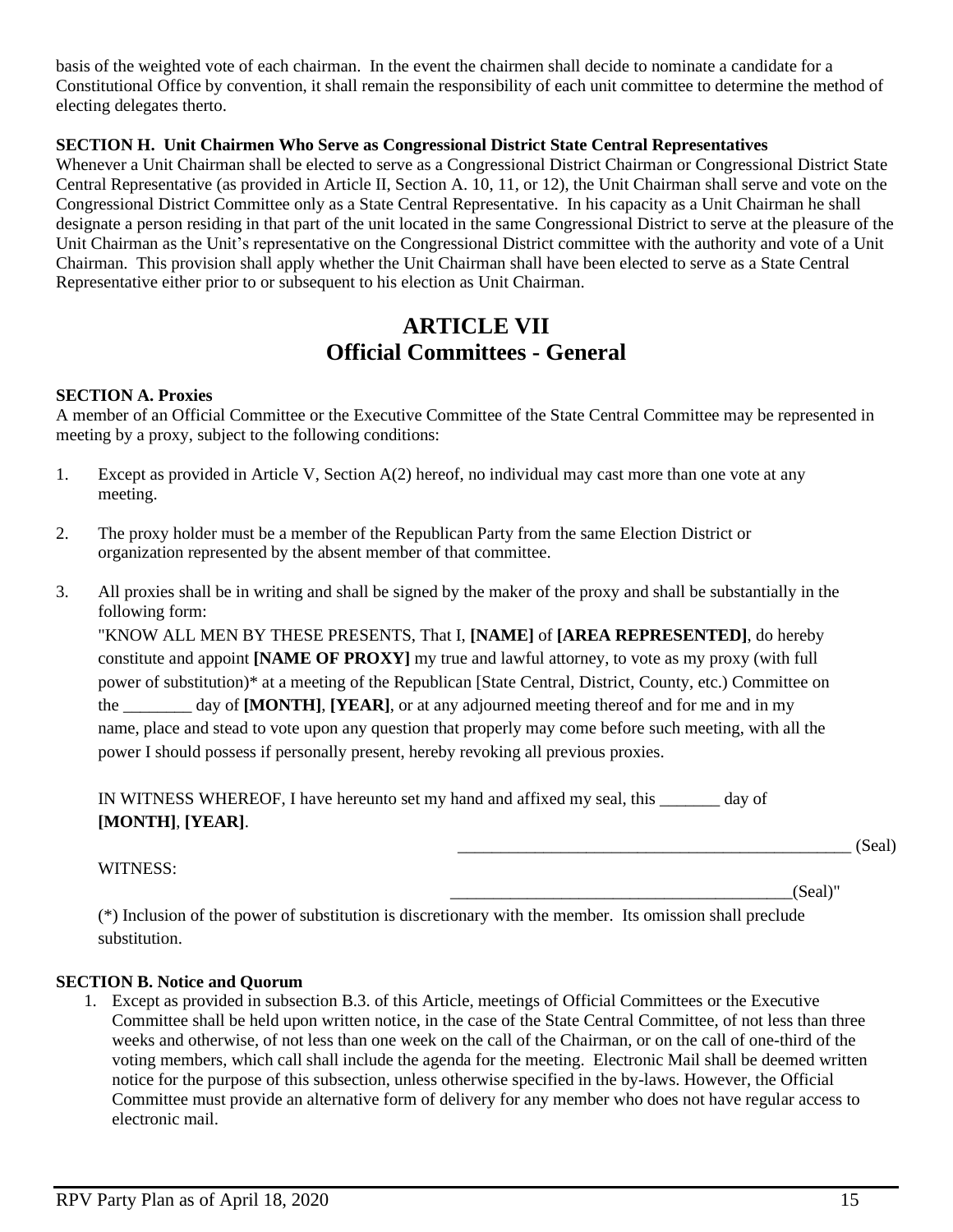basis of the weighted vote of each chairman. In the event the chairmen shall decide to nominate a candidate for a Constitutional Office by convention, it shall remain the responsibility of each unit committee to determine the method of electing delegates therto.

**SECTION H. Unit Chairmen Who Serve as Congressional District State Central Representatives**

Whenever a Unit Chairman shall be elected to serve as a Congressional District Chairman or Congressional District State Central Representative (as provided in Article II, Section A. 10, 11, or 12), the Unit Chairman shall serve and vote on the Congressional District Committee only as a State Central Representative. In his capacity as a Unit Chairman he shall designate a person residing in that part of the unit located in the same Congressional District to serve at the pleasure of the Unit Chairman as the Unit's representative on the Congressional District committee with the authority and vote of a Unit Chairman. This provision shall apply whether the Unit Chairman shall have been elected to serve as a State Central Representative either prior to or subsequent to his election as Unit Chairman.

# ARTICLE VII
# Official Committees - General

**SECTION A. Proxies**

A member of an Official Committee or the Executive Committee of the State Central Committee may be represented in meeting by a proxy, subject to the following conditions:

1. Except as provided in Article V, Section A(2) hereof, no individual may cast more than one vote at any meeting.

2. The proxy holder must be a member of the Republican Party from the same Election District or organization represented by the absent member of that committee.

3. All proxies shall be in writing and shall be signed by the maker of the proxy and shall be substantially in the following form:

   "KNOW ALL MEN BY THESE PRESENTS, That I, **[NAME]** of **[AREA REPRESENTED]**, do hereby constitute and appoint **[NAME OF PROXY]** my true and lawful attorney, to vote as my proxy (with full power of substitution)* at a meeting of the Republican [State Central, District, County, etc.) Committee on the ________ day of **[MONTH]**, **[YEAR]**, or at any adjourned meeting thereof and for me and in my name, place and stead to vote upon any question that properly may come before such meeting, with all the power I should possess if personally present, hereby revoking all previous proxies.

   IN WITNESS WHEREOF, I have hereunto set my hand and affixed my seal, this _______ day of **[MONTH]**, **[YEAR]**.

   _________________________________________________ (Seal)

   WITNESS:

   _________________________________________(Seal)"

   (*) Inclusion of the power of substitution is discretionary with the member. Its omission shall preclude substitution.

**SECTION B. Notice and Quorum**

1. Except as provided in subsection B.3. of this Article, meetings of Official Committees or the Executive Committee shall be held upon written notice, in the case of the State Central Committee, of not less than three weeks and otherwise, of not less than one week on the call of the Chairman, or on the call of one-third of the voting members, which call shall include the agenda for the meeting. Electronic Mail shall be deemed written notice for the purpose of this subsection, unless otherwise specified in the by-laws. However, the Official Committee must provide an alternative form of delivery for any member who does not have regular access to electronic mail.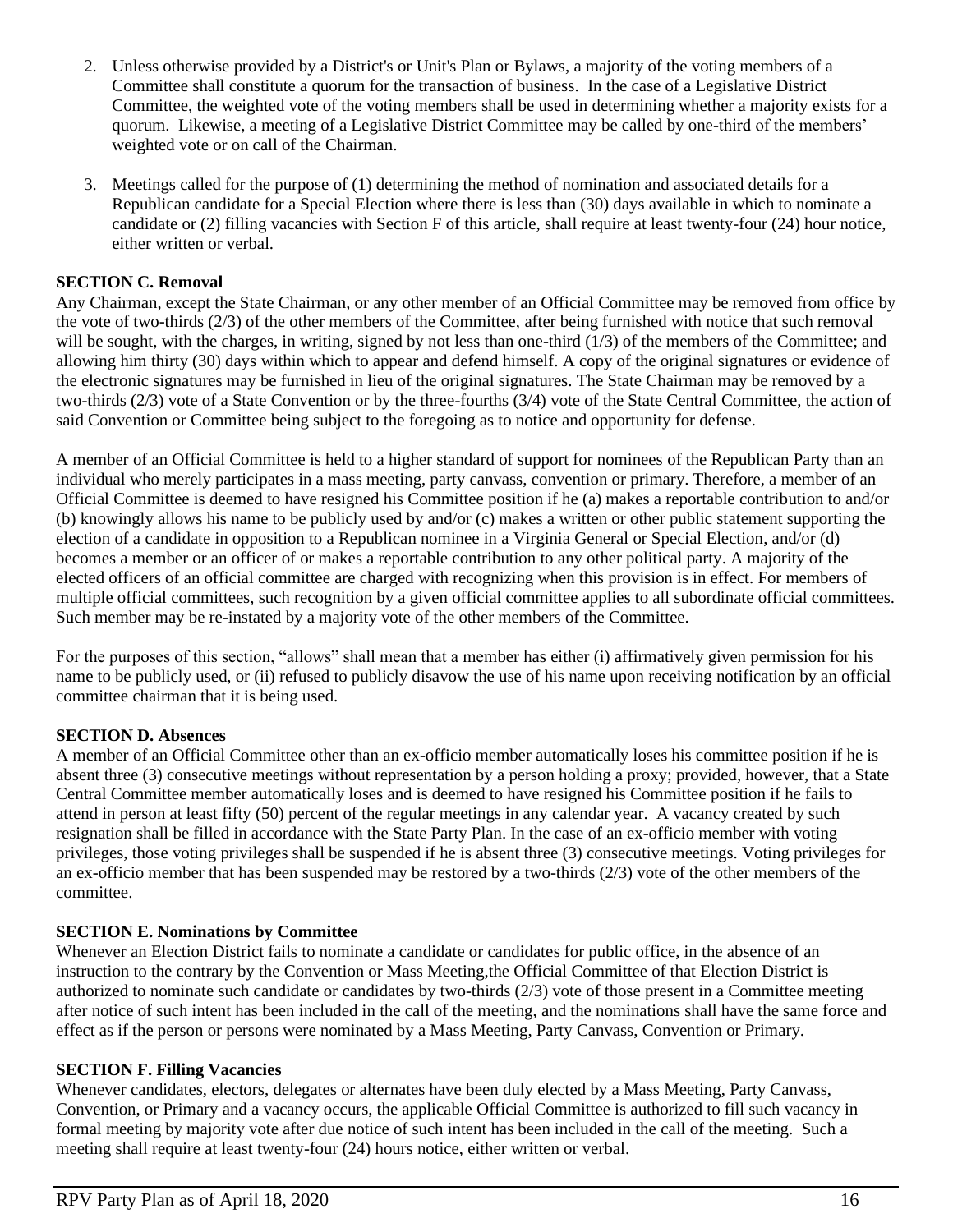2. Unless otherwise provided by a District's or Unit's Plan or Bylaws, a majority of the voting members of a Committee shall constitute a quorum for the transaction of business. In the case of a Legislative District Committee, the weighted vote of the voting members shall be used in determining whether a majority exists for a quorum. Likewise, a meeting of a Legislative District Committee may be called by one-third of the members' weighted vote or on call of the Chairman.

3. Meetings called for the purpose of (1) determining the method of nomination and associated details for a Republican candidate for a Special Election where there is less than (30) days available in which to nominate a candidate or (2) filling vacancies with Section F of this article, shall require at least twenty-four (24) hour notice, either written or verbal.

**SECTION C. Removal**

Any Chairman, except the State Chairman, or any other member of an Official Committee may be removed from office by the vote of two-thirds (2/3) of the other members of the Committee, after being furnished with notice that such removal will be sought, with the charges, in writing, signed by not less than one-third (1/3) of the members of the Committee; and allowing him thirty (30) days within which to appear and defend himself. A copy of the original signatures or evidence of the electronic signatures may be furnished in lieu of the original signatures. The State Chairman may be removed by a two-thirds (2/3) vote of a State Convention or by the three-fourths (3/4) vote of the State Central Committee, the action of said Convention or Committee being subject to the foregoing as to notice and opportunity for defense.

A member of an Official Committee is held to a higher standard of support for nominees of the Republican Party than an individual who merely participates in a mass meeting, party canvass, convention or primary. Therefore, a member of an Official Committee is deemed to have resigned his Committee position if he (a) makes a reportable contribution to and/or (b) knowingly allows his name to be publicly used by and/or (c) makes a written or other public statement supporting the election of a candidate in opposition to a Republican nominee in a Virginia General or Special Election, and/or (d) becomes a member or an officer of or makes a reportable contribution to any other political party. A majority of the elected officers of an official committee are charged with recognizing when this provision is in effect. For members of multiple official committees, such recognition by a given official committee applies to all subordinate official committees. Such member may be re-instated by a majority vote of the other members of the Committee.

For the purposes of this section, "allows" shall mean that a member has either (i) affirmatively given permission for his name to be publicly used, or (ii) refused to publicly disavow the use of his name upon receiving notification by an official committee chairman that it is being used.

**SECTION D. Absences**

A member of an Official Committee other than an ex-officio member automatically loses his committee position if he is absent three (3) consecutive meetings without representation by a person holding a proxy; provided, however, that a State Central Committee member automatically loses and is deemed to have resigned his Committee position if he fails to attend in person at least fifty (50) percent of the regular meetings in any calendar year. A vacancy created by such resignation shall be filled in accordance with the State Party Plan. In the case of an ex-officio member with voting privileges, those voting privileges shall be suspended if he is absent three (3) consecutive meetings. Voting privileges for an ex-officio member that has been suspended may be restored by a two-thirds (2/3) vote of the other members of the committee.

**SECTION E. Nominations by Committee**

Whenever an Election District fails to nominate a candidate or candidates for public office, in the absence of an instruction to the contrary by the Convention or Mass Meeting,the Official Committee of that Election District is authorized to nominate such candidate or candidates by two-thirds (2/3) vote of those present in a Committee meeting after notice of such intent has been included in the call of the meeting, and the nominations shall have the same force and effect as if the person or persons were nominated by a Mass Meeting, Party Canvass, Convention or Primary.

**SECTION F. Filling Vacancies**

Whenever candidates, electors, delegates or alternates have been duly elected by a Mass Meeting, Party Canvass, Convention, or Primary and a vacancy occurs, the applicable Official Committee is authorized to fill such vacancy in formal meeting by majority vote after due notice of such intent has been included in the call of the meeting. Such a meeting shall require at least twenty-four (24) hours notice, either written or verbal.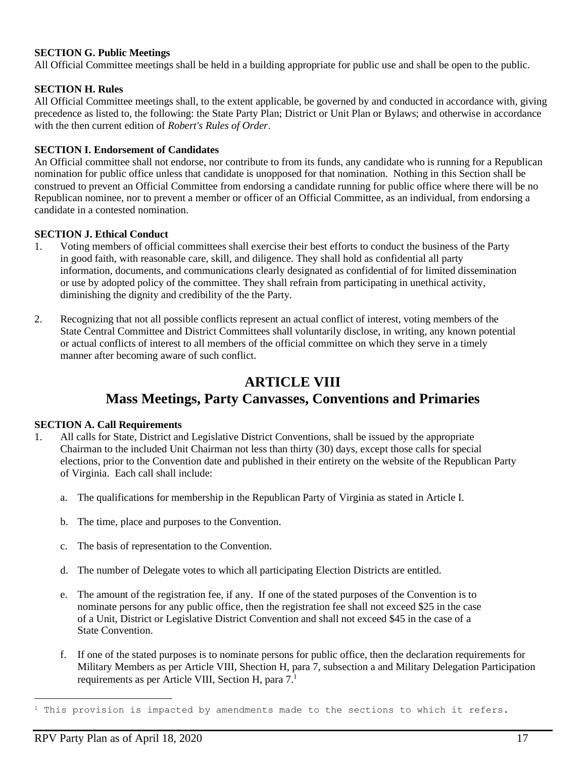**SECTION G. Public Meetings**

All Official Committee meetings shall be held in a building appropriate for public use and shall be open to the public.

**SECTION H. Rules**

All Official Committee meetings shall, to the extent applicable, be governed by and conducted in accordance with, giving precedence as listed to, the following: the State Party Plan; District or Unit Plan or Bylaws; and otherwise in accordance with the then current edition of *Robert's Rules of Order*.

**SECTION I. Endorsement of Candidates**

An Official committee shall not endorse, nor contribute to from its funds, any candidate who is running for a Republican nomination for public office unless that candidate is unopposed for that nomination. Nothing in this Section shall be construed to prevent an Official Committee from endorsing a candidate running for public office where there will be no Republican nominee, nor to prevent a member or officer of an Official Committee, as an individual, from endorsing a candidate in a contested nomination.

**SECTION J. Ethical Conduct**

1. Voting members of official committees shall exercise their best efforts to conduct the business of the Party in good faith, with reasonable care, skill, and diligence. They shall hold as confidential all party information, documents, and communications clearly designated as confidential of for limited dissemination or use by adopted policy of the committee. They shall refrain from participating in unethical activity, diminishing the dignity and credibility of the the Party.

2. Recognizing that not all possible conflicts represent an actual conflict of interest, voting members of the State Central Committee and District Committees shall voluntarily disclose, in writing, any known potential or actual conflicts of interest to all members of the official committee on which they serve in a timely manner after becoming aware of such conflict.

# ARTICLE VIII
## Mass Meetings, Party Canvasses, Conventions and Primaries

**SECTION A. Call Requirements**

1. All calls for State, District and Legislative District Conventions, shall be issued by the appropriate Chairman to the included Unit Chairman not less than thirty (30) days, except those calls for special elections, prior to the Convention date and published in their entirety on the website of the Republican Party of Virginia. Each call shall include:

   a. The qualifications for membership in the Republican Party of Virginia as stated in Article I.

   b. The time, place and purposes to the Convention.

   c. The basis of representation to the Convention.

   d. The number of Delegate votes to which all participating Election Districts are entitled.

   e. The amount of the registration fee, if any. If one of the stated purposes of the Convention is to nominate persons for any public office, then the registration fee shall not exceed \$25 in the case of a Unit, District or Legislative District Convention and shall not exceed \$45 in the case of a State Convention.

   f. If one of the stated purposes is to nominate persons for public office, then the declaration requirements for Military Members as per Article VIII, Shection H, para 7, subsection a and Military Delegation Participation requirements as per Article VIII, Section H, para 7.[1]

[1] This provision is impacted by amendments made to the sections to which it refers.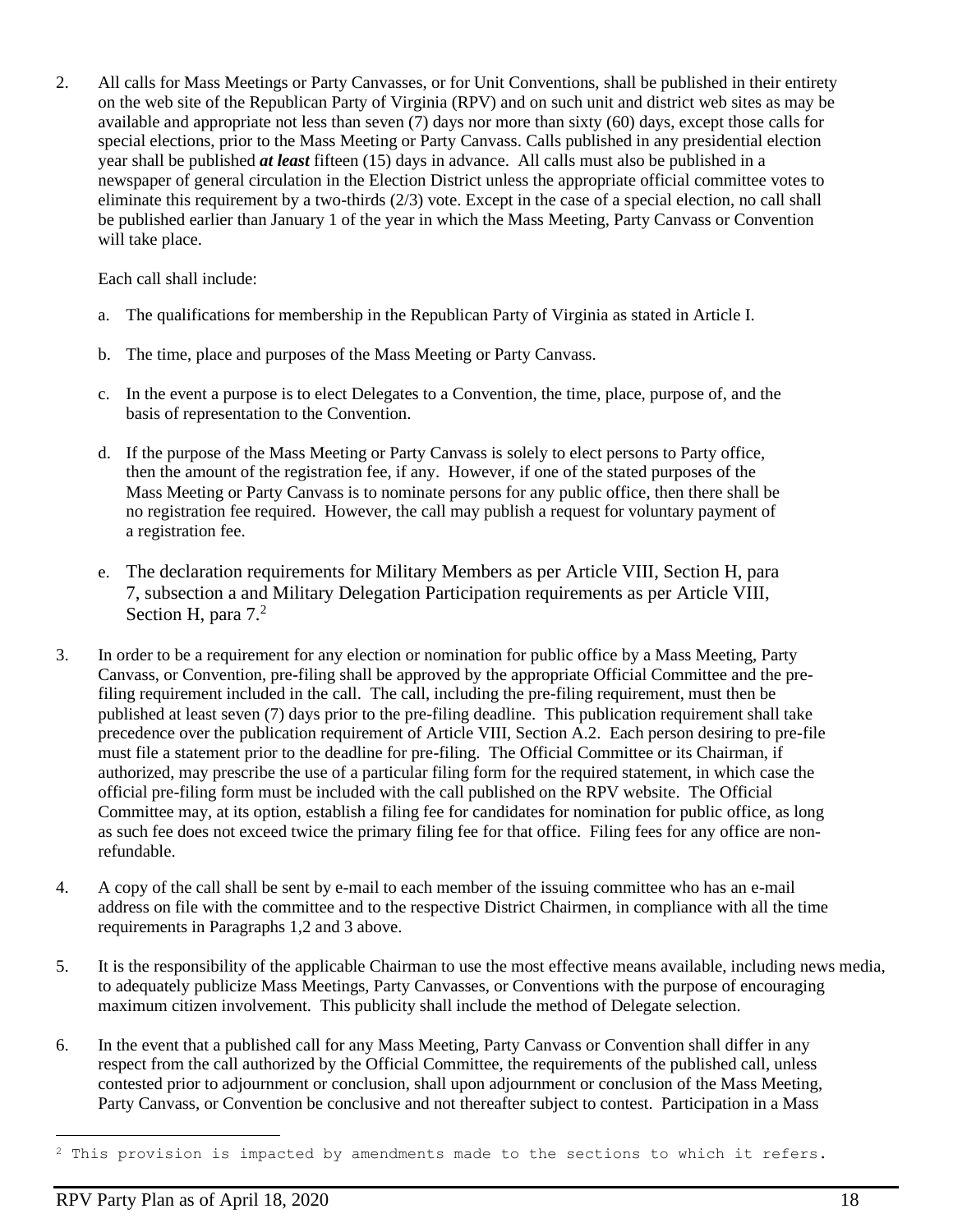2. All calls for Mass Meetings or Party Canvasses, or for Unit Conventions, shall be published in their entirety on the web site of the Republican Party of Virginia (RPV) and on such unit and district web sites as may be available and appropriate not less than seven (7) days nor more than sixty (60) days, except those calls for special elections, prior to the Mass Meeting or Party Canvass. Calls published in any presidential election year shall be published ***at least*** fifteen (15) days in advance. All calls must also be published in a newspaper of general circulation in the Election District unless the appropriate official committee votes to eliminate this requirement by a two-thirds (2/3) vote. Except in the case of a special election, no call shall be published earlier than January 1 of the year in which the Mass Meeting, Party Canvass or Convention will take place.

   Each call shall include:

   a. The qualifications for membership in the Republican Party of Virginia as stated in Article I.

   b. The time, place and purposes of the Mass Meeting or Party Canvass.

   c. In the event a purpose is to elect Delegates to a Convention, the time, place, purpose of, and the basis of representation to the Convention.

   d. If the purpose of the Mass Meeting or Party Canvass is solely to elect persons to Party office, then the amount of the registration fee, if any. However, if one of the stated purposes of the Mass Meeting or Party Canvass is to nominate persons for any public office, then there shall be no registration fee required. However, the call may publish a request for voluntary payment of a registration fee.

   e. The declaration requirements for Military Members as per Article VIII, Section H, para 7, subsection a and Military Delegation Participation requirements as per Article VIII, Section H, para 7.[2]

3. In order to be a requirement for any election or nomination for public office by a Mass Meeting, Party Canvass, or Convention, pre-filing shall be approved by the appropriate Official Committee and the pre-filing requirement included in the call. The call, including the pre-filing requirement, must then be published at least seven (7) days prior to the pre-filing deadline. This publication requirement shall take precedence over the publication requirement of Article VIII, Section A.2. Each person desiring to pre-file must file a statement prior to the deadline for pre-filing. The Official Committee or its Chairman, if authorized, may prescribe the use of a particular filing form for the required statement, in which case the official pre-filing form must be included with the call published on the RPV website. The Official Committee may, at its option, establish a filing fee for candidates for nomination for public office, as long as such fee does not exceed twice the primary filing fee for that office. Filing fees for any office are non-refundable.

4. A copy of the call shall be sent by e-mail to each member of the issuing committee who has an e-mail address on file with the committee and to the respective District Chairmen, in compliance with all the time requirements in Paragraphs 1,2 and 3 above.

5. It is the responsibility of the applicable Chairman to use the most effective means available, including news media, to adequately publicize Mass Meetings, Party Canvasses, or Conventions with the purpose of encouraging maximum citizen involvement. This publicity shall include the method of Delegate selection.

6. In the event that a published call for any Mass Meeting, Party Canvass or Convention shall differ in any respect from the call authorized by the Official Committee, the requirements of the published call, unless contested prior to adjournment or conclusion, shall upon adjournment or conclusion of the Mass Meeting, Party Canvass, or Convention be conclusive and not thereafter subject to contest. Participation in a Mass

[2] This provision is impacted by amendments made to the sections to which it refers.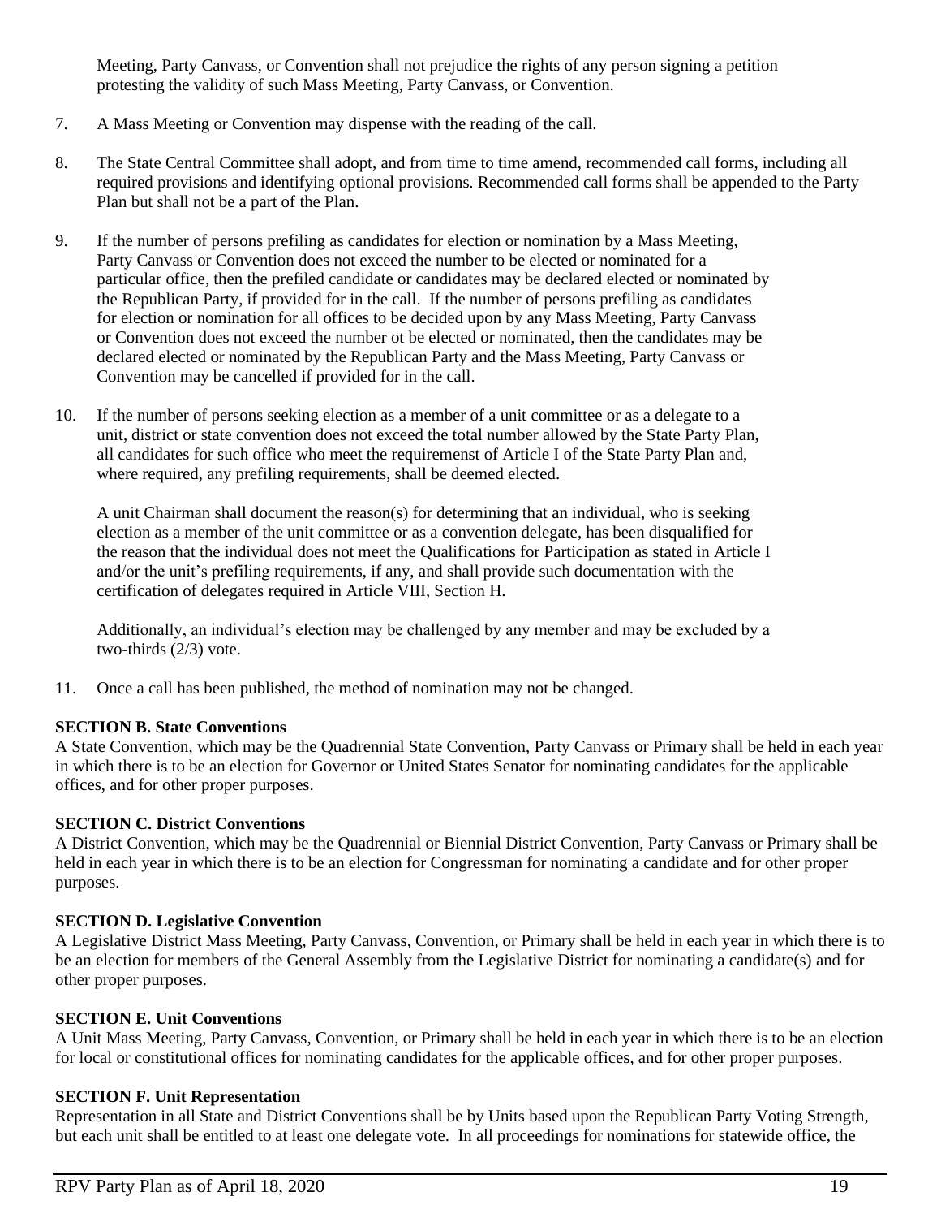Meeting, Party Canvass, or Convention shall not prejudice the rights of any person signing a petition protesting the validity of such Mass Meeting, Party Canvass, or Convention.

7. A Mass Meeting or Convention may dispense with the reading of the call.

8. The State Central Committee shall adopt, and from time to time amend, recommended call forms, including all required provisions and identifying optional provisions. Recommended call forms shall be appended to the Party Plan but shall not be a part of the Plan.

9. If the number of persons prefiling as candidates for election or nomination by a Mass Meeting, Party Canvass or Convention does not exceed the number to be elected or nominated for a particular office, then the prefiled candidate or candidates may be declared elected or nominated by the Republican Party, if provided for in the call. If the number of persons prefiling as candidates for election or nomination for all offices to be decided upon by any Mass Meeting, Party Canvass or Convention does not exceed the number ot be elected or nominated, then the candidates may be declared elected or nominated by the Republican Party and the Mass Meeting, Party Canvass or Convention may be cancelled if provided for in the call.

10. If the number of persons seeking election as a member of a unit committee or as a delegate to a unit, district or state convention does not exceed the total number allowed by the State Party Plan, all candidates for such office who meet the requiremenst of Article I of the State Party Plan and, where required, any prefiling requirements, shall be deemed elected.

    A unit Chairman shall document the reason(s) for determining that an individual, who is seeking election as a member of the unit committee or as a convention delegate, has been disqualified for the reason that the individual does not meet the Qualifications for Participation as stated in Article I and/or the unit's prefiling requirements, if any, and shall provide such documentation with the certification of delegates required in Article VIII, Section H.

    Additionally, an individual's election may be challenged by any member and may be excluded by a two-thirds (2/3) vote.

11. Once a call has been published, the method of nomination may not be changed.

**SECTION B. State Conventions**
A State Convention, which may be the Quadrennial State Convention, Party Canvass or Primary shall be held in each year in which there is to be an election for Governor or United States Senator for nominating candidates for the applicable offices, and for other proper purposes.

**SECTION C. District Conventions**
A District Convention, which may be the Quadrennial or Biennial District Convention, Party Canvass or Primary shall be held in each year in which there is to be an election for Congressman for nominating a candidate and for other proper purposes.

**SECTION D. Legislative Convention**
A Legislative District Mass Meeting, Party Canvass, Convention, or Primary shall be held in each year in which there is to be an election for members of the General Assembly from the Legislative District for nominating a candidate(s) and for other proper purposes.

**SECTION E. Unit Conventions**
A Unit Mass Meeting, Party Canvass, Convention, or Primary shall be held in each year in which there is to be an election for local or constitutional offices for nominating candidates for the applicable offices, and for other proper purposes.

**SECTION F. Unit Representation**
Representation in all State and District Conventions shall be by Units based upon the Republican Party Voting Strength, but each unit shall be entitled to at least one delegate vote. In all proceedings for nominations for statewide office, the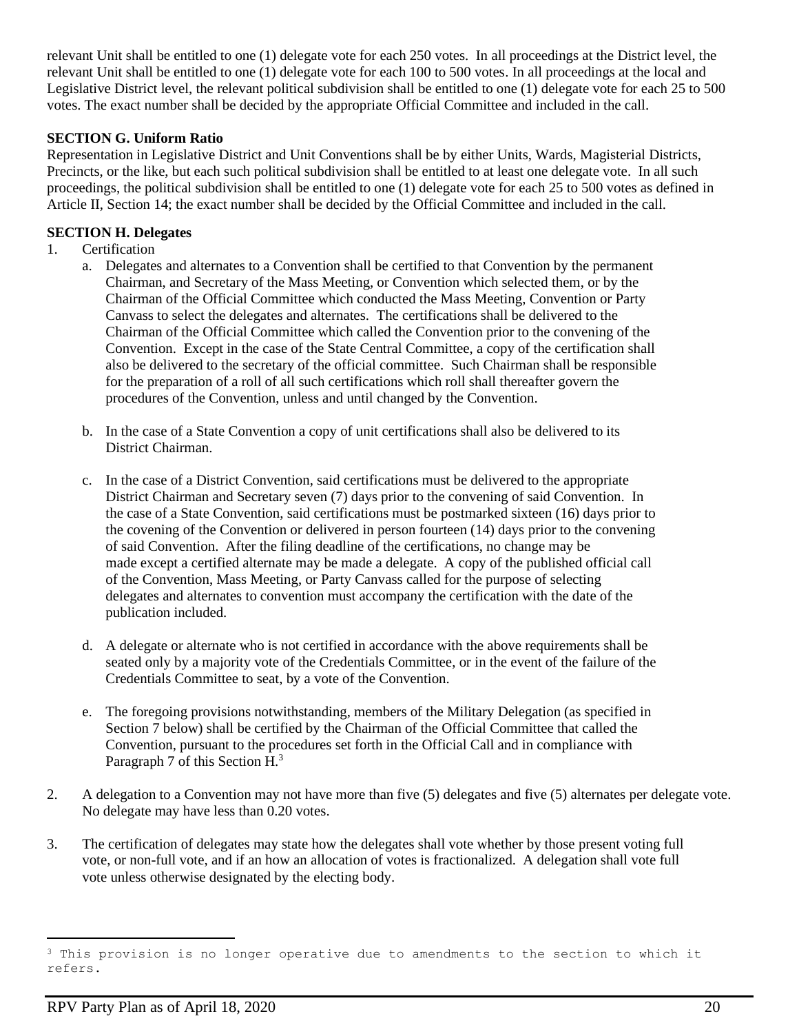relevant Unit shall be entitled to one (1) delegate vote for each 250 votes. In all proceedings at the District level, the relevant Unit shall be entitled to one (1) delegate vote for each 100 to 500 votes. In all proceedings at the local and Legislative District level, the relevant political subdivision shall be entitled to one (1) delegate vote for each 25 to 500 votes. The exact number shall be decided by the appropriate Official Committee and included in the call.

**SECTION G. Uniform Ratio**

Representation in Legislative District and Unit Conventions shall be by either Units, Wards, Magisterial Districts, Precincts, or the like, but each such political subdivision shall be entitled to at least one delegate vote. In all such proceedings, the political subdivision shall be entitled to one (1) delegate vote for each 25 to 500 votes as defined in Article II, Section 14; the exact number shall be decided by the Official Committee and included in the call.

**SECTION H. Delegates**

1. Certification
    a. Delegates and alternates to a Convention shall be certified to that Convention by the permanent Chairman, and Secretary of the Mass Meeting, or Convention which selected them, or by the Chairman of the Official Committee which conducted the Mass Meeting, Convention or Party Canvass to select the delegates and alternates. The certifications shall be delivered to the Chairman of the Official Committee which called the Convention prior to the convening of the Convention. Except in the case of the State Central Committee, a copy of the certification shall also be delivered to the secretary of the official committee. Such Chairman shall be responsible for the preparation of a roll of all such certifications which roll shall thereafter govern the procedures of the Convention, unless and until changed by the Convention.

    b. In the case of a State Convention a copy of unit certifications shall also be delivered to its District Chairman.

    c. In the case of a District Convention, said certifications must be delivered to the appropriate District Chairman and Secretary seven (7) days prior to the convening of said Convention. In the case of a State Convention, said certifications must be postmarked sixteen (16) days prior to the covening of the Convention or delivered in person fourteen (14) days prior to the convening of said Convention. After the filing deadline of the certifications, no change may be made except a certified alternate may be made a delegate. A copy of the published official call of the Convention, Mass Meeting, or Party Canvass called for the purpose of selecting delegates and alternates to convention must accompany the certification with the date of the publication included.

    d. A delegate or alternate who is not certified in accordance with the above requirements shall be seated only by a majority vote of the Credentials Committee, or in the event of the failure of the Credentials Committee to seat, by a vote of the Convention.

    e. The foregoing provisions notwithstanding, members of the Military Delegation (as specified in Section 7 below) shall be certified by the Chairman of the Official Committee that called the Convention, pursuant to the procedures set forth in the Official Call and in compliance with Paragraph 7 of this Section H.[3]

2. A delegation to a Convention may not have more than five (5) delegates and five (5) alternates per delegate vote. No delegate may have less than 0.20 votes.

3. The certification of delegates may state how the delegates shall vote whether by those present voting full vote, or non-full vote, and if an how an allocation of votes is fractionalized. A delegation shall vote full vote unless otherwise designated by the electing body.

[3] This provision is no longer operative due to amendments to the section to which it refers.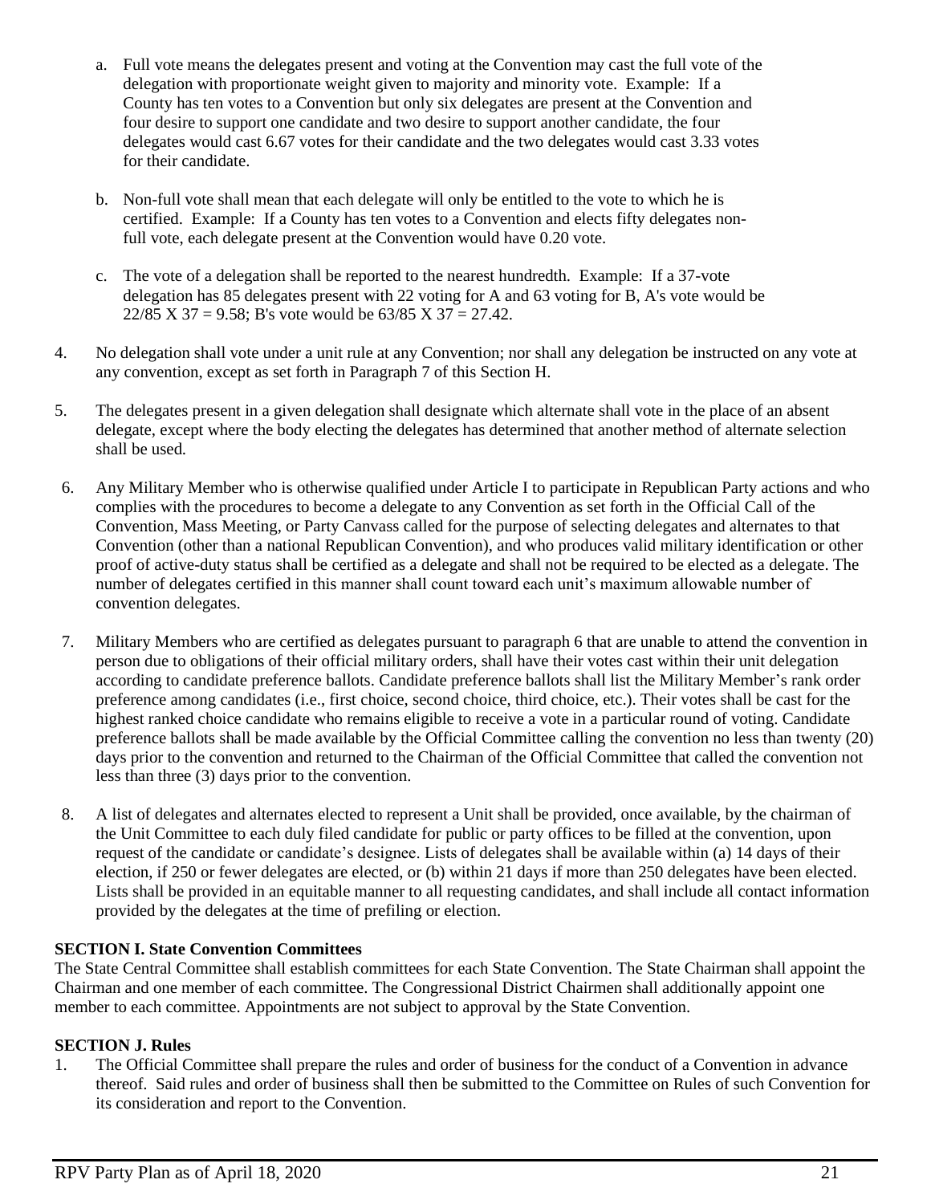a. Full vote means the delegates present and voting at the Convention may cast the full vote of the delegation with proportionate weight given to majority and minority vote. Example: If a County has ten votes to a Convention but only six delegates are present at the Convention and four desire to support one candidate and two desire to support another candidate, the four delegates would cast 6.67 votes for their candidate and the two delegates would cast 3.33 votes for their candidate.

b. Non-full vote shall mean that each delegate will only be entitled to the vote to which he is certified. Example: If a County has ten votes to a Convention and elects fifty delegates non-full vote, each delegate present at the Convention would have 0.20 vote.

c. The vote of a delegation shall be reported to the nearest hundredth. Example: If a 37-vote delegation has 85 delegates present with 22 voting for A and 63 voting for B, A's vote would be 22/85 X 37 = 9.58; B's vote would be 63/85 X 37 = 27.42.

4. No delegation shall vote under a unit rule at any Convention; nor shall any delegation be instructed on any vote at any convention, except as set forth in Paragraph 7 of this Section H.

5. The delegates present in a given delegation shall designate which alternate shall vote in the place of an absent delegate, except where the body electing the delegates has determined that another method of alternate selection shall be used.

6. Any Military Member who is otherwise qualified under Article I to participate in Republican Party actions and who complies with the procedures to become a delegate to any Convention as set forth in the Official Call of the Convention, Mass Meeting, or Party Canvass called for the purpose of selecting delegates and alternates to that Convention (other than a national Republican Convention), and who produces valid military identification or other proof of active-duty status shall be certified as a delegate and shall not be required to be elected as a delegate. The number of delegates certified in this manner shall count toward each unit's maximum allowable number of convention delegates.

7. Military Members who are certified as delegates pursuant to paragraph 6 that are unable to attend the convention in person due to obligations of their official military orders, shall have their votes cast within their unit delegation according to candidate preference ballots. Candidate preference ballots shall list the Military Member's rank order preference among candidates (i.e., first choice, second choice, third choice, etc.). Their votes shall be cast for the highest ranked choice candidate who remains eligible to receive a vote in a particular round of voting. Candidate preference ballots shall be made available by the Official Committee calling the convention no less than twenty (20) days prior to the convention and returned to the Chairman of the Official Committee that called the convention not less than three (3) days prior to the convention.

8. A list of delegates and alternates elected to represent a Unit shall be provided, once available, by the chairman of the Unit Committee to each duly filed candidate for public or party offices to be filled at the convention, upon request of the candidate or candidate's designee. Lists of delegates shall be available within (a) 14 days of their election, if 250 or fewer delegates are elected, or (b) within 21 days if more than 250 delegates have been elected. Lists shall be provided in an equitable manner to all requesting candidates, and shall include all contact information provided by the delegates at the time of prefiling or election.

**SECTION I. State Convention Committees**

The State Central Committee shall establish committees for each State Convention. The State Chairman shall appoint the Chairman and one member of each committee. The Congressional District Chairmen shall additionally appoint one member to each committee. Appointments are not subject to approval by the State Convention.

**SECTION J. Rules**

1. The Official Committee shall prepare the rules and order of business for the conduct of a Convention in advance thereof. Said rules and order of business shall then be submitted to the Committee on Rules of such Convention for its consideration and report to the Convention.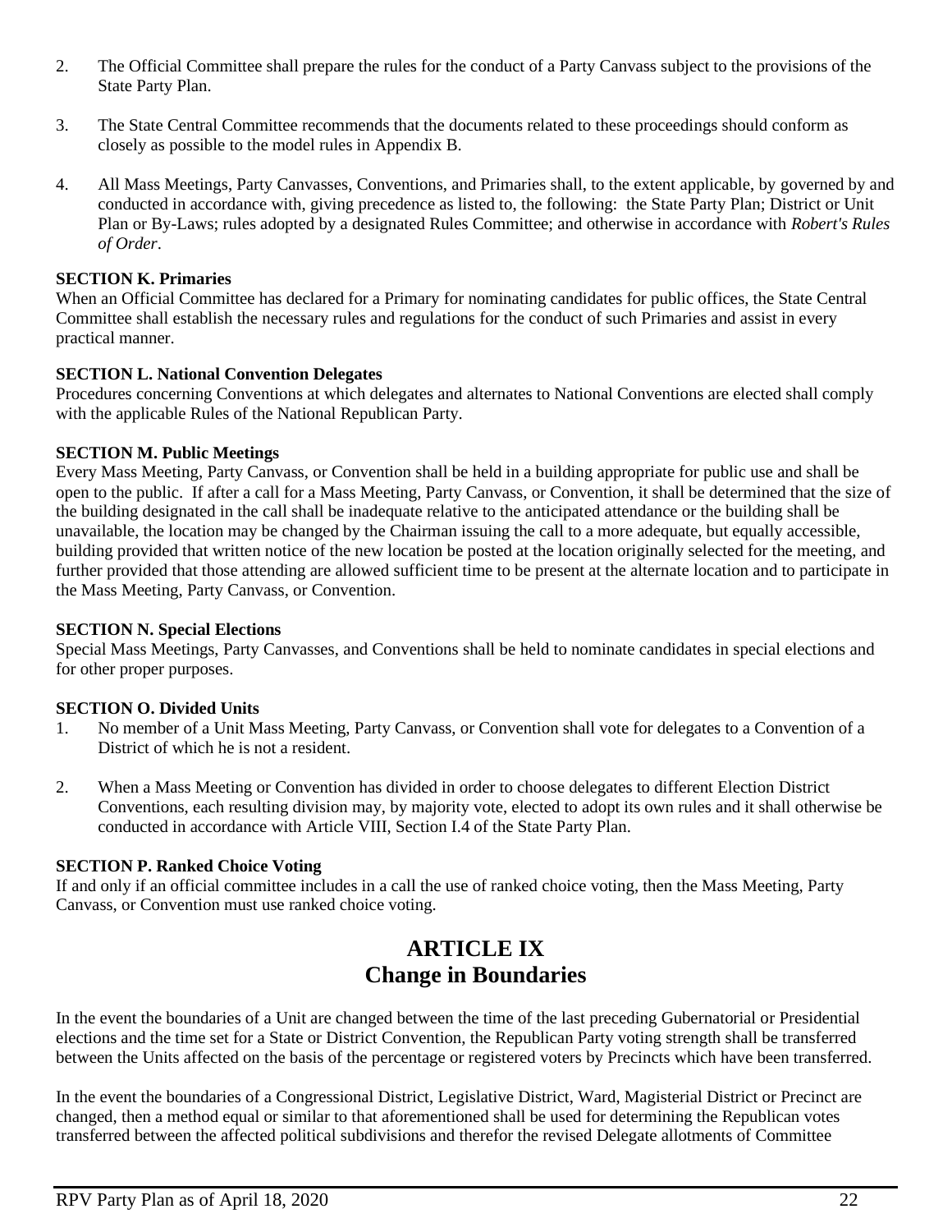2. The Official Committee shall prepare the rules for the conduct of a Party Canvass subject to the provisions of the State Party Plan.

3. The State Central Committee recommends that the documents related to these proceedings should conform as closely as possible to the model rules in Appendix B.

4. All Mass Meetings, Party Canvasses, Conventions, and Primaries shall, to the extent applicable, by governed by and conducted in accordance with, giving precedence as listed to, the following: the State Party Plan; District or Unit Plan or By-Laws; rules adopted by a designated Rules Committee; and otherwise in accordance with *Robert's Rules of Order*.

**SECTION K. Primaries**

When an Official Committee has declared for a Primary for nominating candidates for public offices, the State Central Committee shall establish the necessary rules and regulations for the conduct of such Primaries and assist in every practical manner.

**SECTION L. National Convention Delegates**

Procedures concerning Conventions at which delegates and alternates to National Conventions are elected shall comply with the applicable Rules of the National Republican Party.

**SECTION M. Public Meetings**

Every Mass Meeting, Party Canvass, or Convention shall be held in a building appropriate for public use and shall be open to the public. If after a call for a Mass Meeting, Party Canvass, or Convention, it shall be determined that the size of the building designated in the call shall be inadequate relative to the anticipated attendance or the building shall be unavailable, the location may be changed by the Chairman issuing the call to a more adequate, but equally accessible, building provided that written notice of the new location be posted at the location originally selected for the meeting, and further provided that those attending are allowed sufficient time to be present at the alternate location and to participate in the Mass Meeting, Party Canvass, or Convention.

**SECTION N. Special Elections**

Special Mass Meetings, Party Canvasses, and Conventions shall be held to nominate candidates in special elections and for other proper purposes.

**SECTION O. Divided Units**

1. No member of a Unit Mass Meeting, Party Canvass, or Convention shall vote for delegates to a Convention of a District of which he is not a resident.

2. When a Mass Meeting or Convention has divided in order to choose delegates to different Election District Conventions, each resulting division may, by majority vote, elected to adopt its own rules and it shall otherwise be conducted in accordance with Article VIII, Section I.4 of the State Party Plan.

**SECTION P. Ranked Choice Voting**

If and only if an official committee includes in a call the use of ranked choice voting, then the Mass Meeting, Party Canvass, or Convention must use ranked choice voting.

# ARTICLE IX
# Change in Boundaries

In the event the boundaries of a Unit are changed between the time of the last preceding Gubernatorial or Presidential elections and the time set for a State or District Convention, the Republican Party voting strength shall be transferred between the Units affected on the basis of the percentage or registered voters by Precincts which have been transferred.

In the event the boundaries of a Congressional District, Legislative District, Ward, Magisterial District or Precinct are changed, then a method equal or similar to that aforementioned shall be used for determining the Republican votes transferred between the affected political subdivisions and therefor the revised Delegate allotments of Committee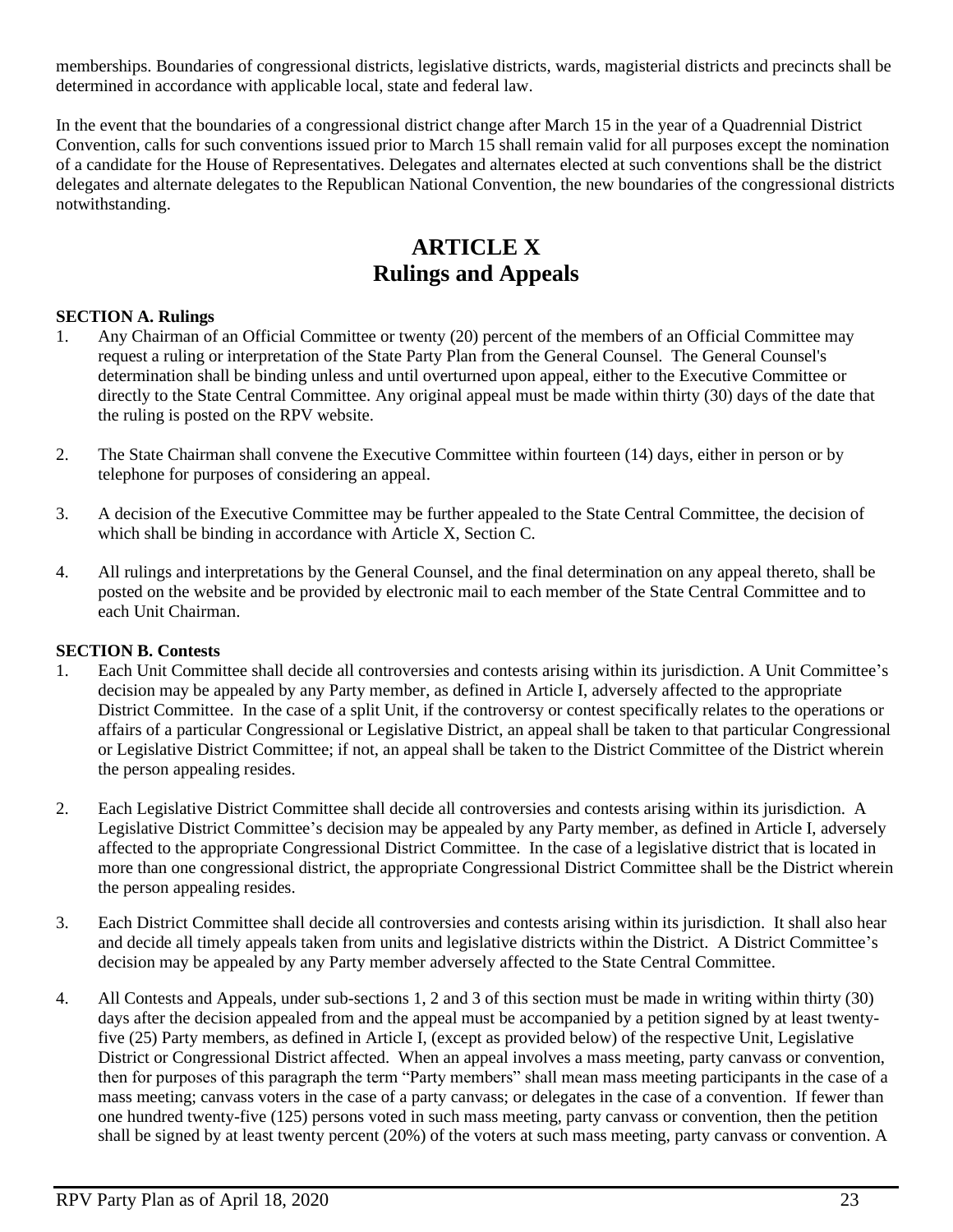memberships. Boundaries of congressional districts, legislative districts, wards, magisterial districts and precincts shall be determined in accordance with applicable local, state and federal law.

In the event that the boundaries of a congressional district change after March 15 in the year of a Quadrennial District Convention, calls for such conventions issued prior to March 15 shall remain valid for all purposes except the nomination of a candidate for the House of Representatives. Delegates and alternates elected at such conventions shall be the district delegates and alternate delegates to the Republican National Convention, the new boundaries of the congressional districts notwithstanding.

# ARTICLE X
# Rulings and Appeals

**SECTION A. Rulings**

1. Any Chairman of an Official Committee or twenty (20) percent of the members of an Official Committee may request a ruling or interpretation of the State Party Plan from the General Counsel. The General Counsel's determination shall be binding unless and until overturned upon appeal, either to the Executive Committee or directly to the State Central Committee. Any original appeal must be made within thirty (30) days of the date that the ruling is posted on the RPV website.

2. The State Chairman shall convene the Executive Committee within fourteen (14) days, either in person or by telephone for purposes of considering an appeal.

3. A decision of the Executive Committee may be further appealed to the State Central Committee, the decision of which shall be binding in accordance with Article X, Section C.

4. All rulings and interpretations by the General Counsel, and the final determination on any appeal thereto, shall be posted on the website and be provided by electronic mail to each member of the State Central Committee and to each Unit Chairman.

**SECTION B. Contests**

1. Each Unit Committee shall decide all controversies and contests arising within its jurisdiction. A Unit Committee's decision may be appealed by any Party member, as defined in Article I, adversely affected to the appropriate District Committee. In the case of a split Unit, if the controversy or contest specifically relates to the operations or affairs of a particular Congressional or Legislative District, an appeal shall be taken to that particular Congressional or Legislative District Committee; if not, an appeal shall be taken to the District Committee of the District wherein the person appealing resides.

2. Each Legislative District Committee shall decide all controversies and contests arising within its jurisdiction. A Legislative District Committee's decision may be appealed by any Party member, as defined in Article I, adversely affected to the appropriate Congressional District Committee. In the case of a legislative district that is located in more than one congressional district, the appropriate Congressional District Committee shall be the District wherein the person appealing resides.

3. Each District Committee shall decide all controversies and contests arising within its jurisdiction. It shall also hear and decide all timely appeals taken from units and legislative districts within the District. A District Committee's decision may be appealed by any Party member adversely affected to the State Central Committee.

4. All Contests and Appeals, under sub-sections 1, 2 and 3 of this section must be made in writing within thirty (30) days after the decision appealed from and the appeal must be accompanied by a petition signed by at least twenty-five (25) Party members, as defined in Article I, (except as provided below) of the respective Unit, Legislative District or Congressional District affected. When an appeal involves a mass meeting, party canvass or convention, then for purposes of this paragraph the term "Party members" shall mean mass meeting participants in the case of a mass meeting; canvass voters in the case of a party canvass; or delegates in the case of a convention. If fewer than one hundred twenty-five (125) persons voted in such mass meeting, party canvass or convention, then the petition shall be signed by at least twenty percent (20%) of the voters at such mass meeting, party canvass or convention. A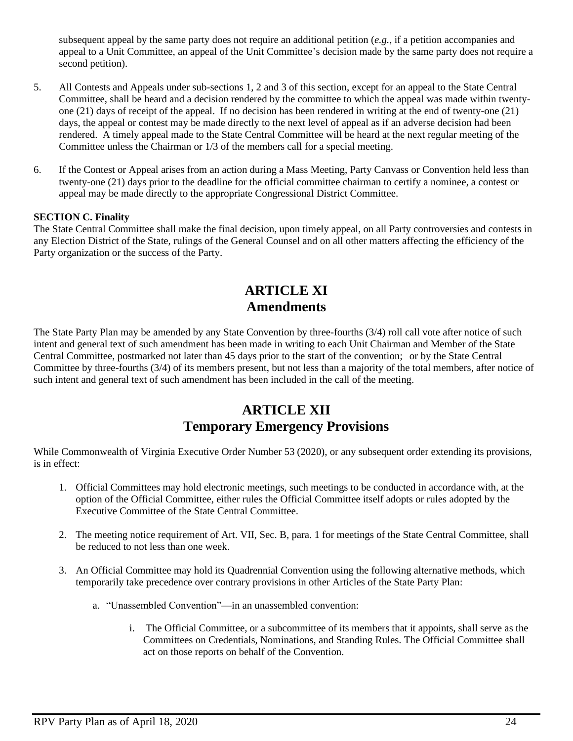subsequent appeal by the same party does not require an additional petition (*e.g.*, if a petition accompanies and appeal to a Unit Committee, an appeal of the Unit Committee's decision made by the same party does not require a second petition).

5. All Contests and Appeals under sub-sections 1, 2 and 3 of this section, except for an appeal to the State Central Committee, shall be heard and a decision rendered by the committee to which the appeal was made within twenty-one (21) days of receipt of the appeal. If no decision has been rendered in writing at the end of twenty-one (21) days, the appeal or contest may be made directly to the next level of appeal as if an adverse decision had been rendered. A timely appeal made to the State Central Committee will be heard at the next regular meeting of the Committee unless the Chairman or 1/3 of the members call for a special meeting.

6. If the Contest or Appeal arises from an action during a Mass Meeting, Party Canvass or Convention held less than twenty-one (21) days prior to the deadline for the official committee chairman to certify a nominee, a contest or appeal may be made directly to the appropriate Congressional District Committee.

**SECTION C. Finality**

The State Central Committee shall make the final decision, upon timely appeal, on all Party controversies and contests in any Election District of the State, rulings of the General Counsel and on all other matters affecting the efficiency of the Party organization or the success of the Party.

# ARTICLE XI
# Amendments

The State Party Plan may be amended by any State Convention by three-fourths (3/4) roll call vote after notice of such intent and general text of such amendment has been made in writing to each Unit Chairman and Member of the State Central Committee, postmarked not later than 45 days prior to the start of the convention; or by the State Central Committee by three-fourths (3/4) of its members present, but not less than a majority of the total members, after notice of such intent and general text of such amendment has been included in the call of the meeting.

# ARTICLE XII
# Temporary Emergency Provisions

While Commonwealth of Virginia Executive Order Number 53 (2020), or any subsequent order extending its provisions, is in effect:

1. Official Committees may hold electronic meetings, such meetings to be conducted in accordance with, at the option of the Official Committee, either rules the Official Committee itself adopts or rules adopted by the Executive Committee of the State Central Committee.

2. The meeting notice requirement of Art. VII, Sec. B, para. 1 for meetings of the State Central Committee, shall be reduced to not less than one week.

3. An Official Committee may hold its Quadrennial Convention using the following alternative methods, which temporarily take precedence over contrary provisions in other Articles of the State Party Plan:

    a. "Unassembled Convention"—in an unassembled convention:

        i. The Official Committee, or a subcommittee of its members that it appoints, shall serve as the Committees on Credentials, Nominations, and Standing Rules. The Official Committee shall act on those reports on behalf of the Convention.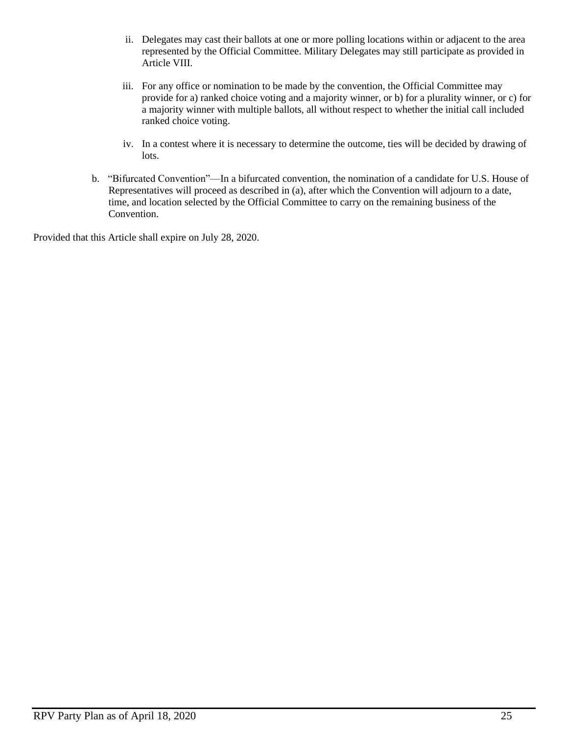ii. Delegates may cast their ballots at one or more polling locations within or adjacent to the area represented by the Official Committee. Military Delegates may still participate as provided in Article VIII.

iii. For any office or nomination to be made by the convention, the Official Committee may provide for a) ranked choice voting and a majority winner, or b) for a plurality winner, or c) for a majority winner with multiple ballots, all without respect to whether the initial call included ranked choice voting.

iv. In a contest where it is necessary to determine the outcome, ties will be decided by drawing of lots.

b. "Bifurcated Convention"—In a bifurcated convention, the nomination of a candidate for U.S. House of Representatives will proceed as described in (a), after which the Convention will adjourn to a date, time, and location selected by the Official Committee to carry on the remaining business of the Convention.

Provided that this Article shall expire on July 28, 2020.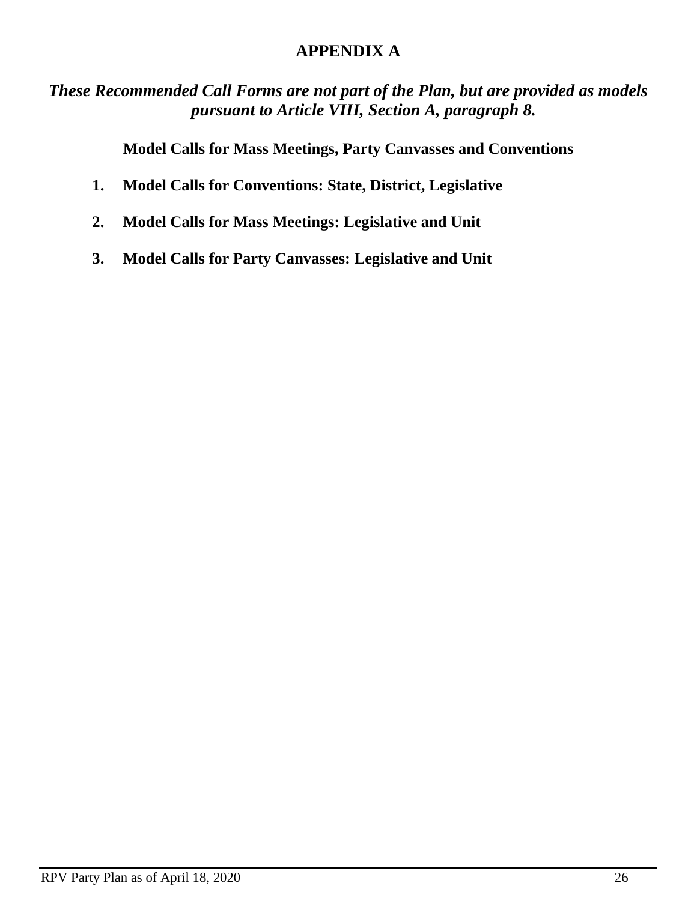# APPENDIX A

***These Recommended Call Forms are not part of the Plan, but are provided as models pursuant to Article VIII, Section A, paragraph 8.***

**Model Calls for Mass Meetings, Party Canvasses and Conventions**

1. **Model Calls for Conventions: State, District, Legislative**
2. **Model Calls for Mass Meetings: Legislative and Unit**
3. **Model Calls for Party Canvasses: Legislative and Unit**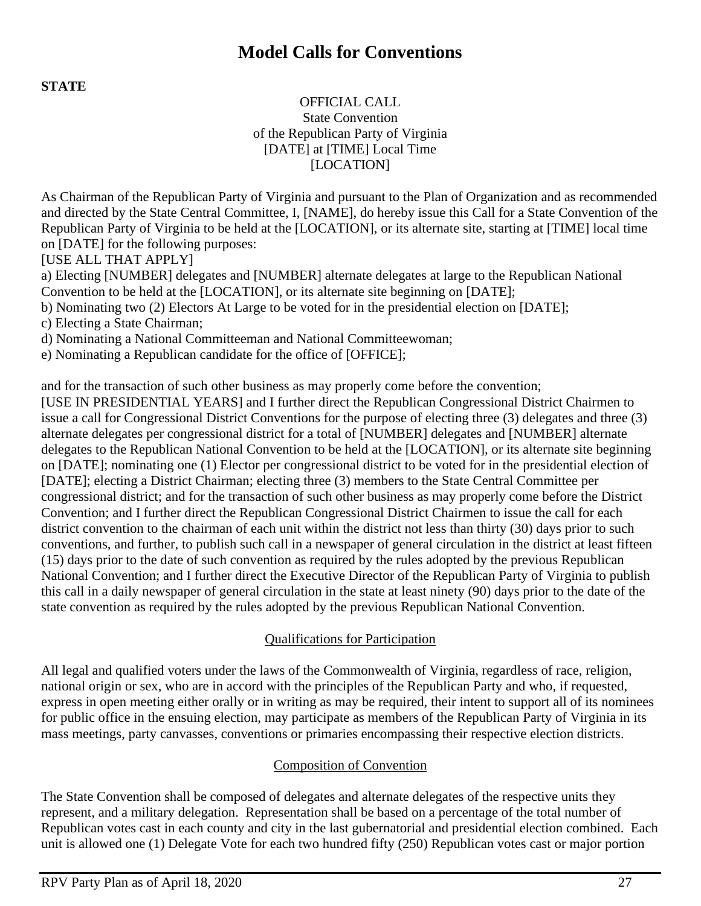# Model Calls for Conventions

**STATE**

OFFICIAL CALL
State Convention
of the Republican Party of Virginia
[DATE] at [TIME] Local Time
[LOCATION]

As Chairman of the Republican Party of Virginia and pursuant to the Plan of Organization and as recommended and directed by the State Central Committee, I, [NAME], do hereby issue this Call for a State Convention of the Republican Party of Virginia to be held at the [LOCATION], or its alternate site, starting at [TIME] local time on [DATE] for the following purposes:
[USE ALL THAT APPLY]
a) Electing [NUMBER] delegates and [NUMBER] alternate delegates at large to the Republican National Convention to be held at the [LOCATION], or its alternate site beginning on [DATE];
b) Nominating two (2) Electors At Large to be voted for in the presidential election on [DATE];
c) Electing a State Chairman;
d) Nominating a National Committeeman and National Committeewoman;
e) Nominating a Republican candidate for the office of [OFFICE];

and for the transaction of such other business as may properly come before the convention;
[USE IN PRESIDENTIAL YEARS] and I further direct the Republican Congressional District Chairmen to issue a call for Congressional District Conventions for the purpose of electing three (3) delegates and three (3) alternate delegates per congressional district for a total of [NUMBER] delegates and [NUMBER] alternate delegates to the Republican National Convention to be held at the [LOCATION], or its alternate site beginning on [DATE]; nominating one (1) Elector per congressional district to be voted for in the presidential election of [DATE]; electing a District Chairman; electing three (3) members to the State Central Committee per congressional district; and for the transaction of such other business as may properly come before the District Convention; and I further direct the Republican Congressional District Chairmen to issue the call for each district convention to the chairman of each unit within the district not less than thirty (30) days prior to such conventions, and further, to publish such call in a newspaper of general circulation in the district at least fifteen (15) days prior to the date of such convention as required by the rules adopted by the previous Republican National Convention; and I further direct the Executive Director of the Republican Party of Virginia to publish this call in a daily newspaper of general circulation in the state at least ninety (90) days prior to the date of the state convention as required by the rules adopted by the previous Republican National Convention.

Qualifications for Participation

All legal and qualified voters under the laws of the Commonwealth of Virginia, regardless of race, religion, national origin or sex, who are in accord with the principles of the Republican Party and who, if requested, express in open meeting either orally or in writing as may be required, their intent to support all of its nominees for public office in the ensuing election, may participate as members of the Republican Party of Virginia in its mass meetings, party canvasses, conventions or primaries encompassing their respective election districts.

Composition of Convention

The State Convention shall be composed of delegates and alternate delegates of the respective units they represent, and a military delegation. Representation shall be based on a percentage of the total number of Republican votes cast in each county and city in the last gubernatorial and presidential election combined. Each unit is allowed one (1) Delegate Vote for each two hundred fifty (250) Republican votes cast or major portion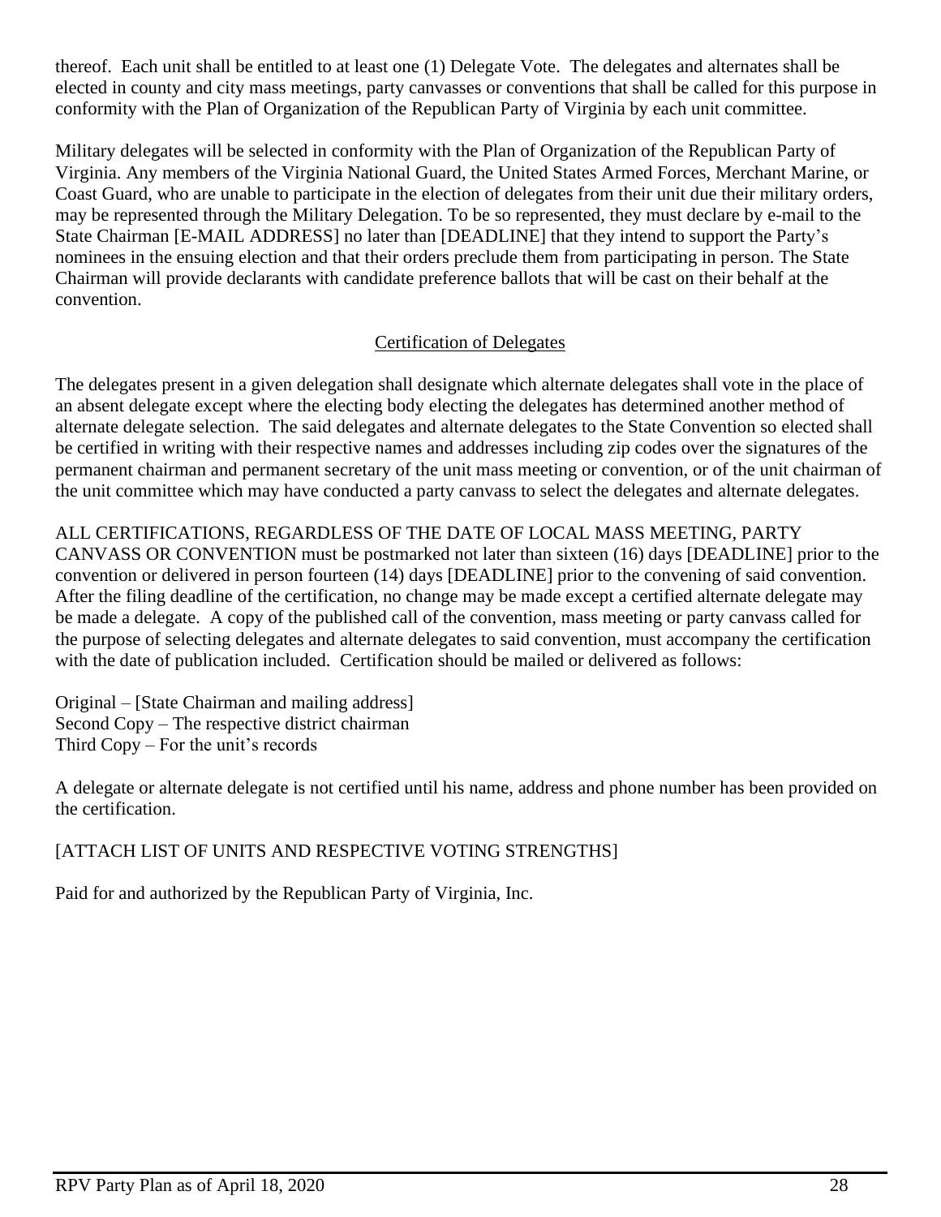thereof. Each unit shall be entitled to at least one (1) Delegate Vote. The delegates and alternates shall be elected in county and city mass meetings, party canvasses or conventions that shall be called for this purpose in conformity with the Plan of Organization of the Republican Party of Virginia by each unit committee.

Military delegates will be selected in conformity with the Plan of Organization of the Republican Party of Virginia. Any members of the Virginia National Guard, the United States Armed Forces, Merchant Marine, or Coast Guard, who are unable to participate in the election of delegates from their unit due their military orders, may be represented through the Military Delegation. To be so represented, they must declare by e-mail to the State Chairman [E-MAIL ADDRESS] no later than [DEADLINE] that they intend to support the Party's nominees in the ensuing election and that their orders preclude them from participating in person. The State Chairman will provide declarants with candidate preference ballots that will be cast on their behalf at the convention.

## Certification of Delegates

The delegates present in a given delegation shall designate which alternate delegates shall vote in the place of an absent delegate except where the electing body electing the delegates has determined another method of alternate delegate selection. The said delegates and alternate delegates to the State Convention so elected shall be certified in writing with their respective names and addresses including zip codes over the signatures of the permanent chairman and permanent secretary of the unit mass meeting or convention, or of the unit chairman of the unit committee which may have conducted a party canvass to select the delegates and alternate delegates.

ALL CERTIFICATIONS, REGARDLESS OF THE DATE OF LOCAL MASS MEETING, PARTY CANVASS OR CONVENTION must be postmarked not later than sixteen (16) days [DEADLINE] prior to the convention or delivered in person fourteen (14) days [DEADLINE] prior to the convening of said convention. After the filing deadline of the certification, no change may be made except a certified alternate delegate may be made a delegate. A copy of the published call of the convention, mass meeting or party canvass called for the purpose of selecting delegates and alternate delegates to said convention, must accompany the certification with the date of publication included. Certification should be mailed or delivered as follows:

Original – [State Chairman and mailing address]
Second Copy – The respective district chairman
Third Copy – For the unit's records

A delegate or alternate delegate is not certified until his name, address and phone number has been provided on the certification.

[ATTACH LIST OF UNITS AND RESPECTIVE VOTING STRENGTHS]

Paid for and authorized by the Republican Party of Virginia, Inc.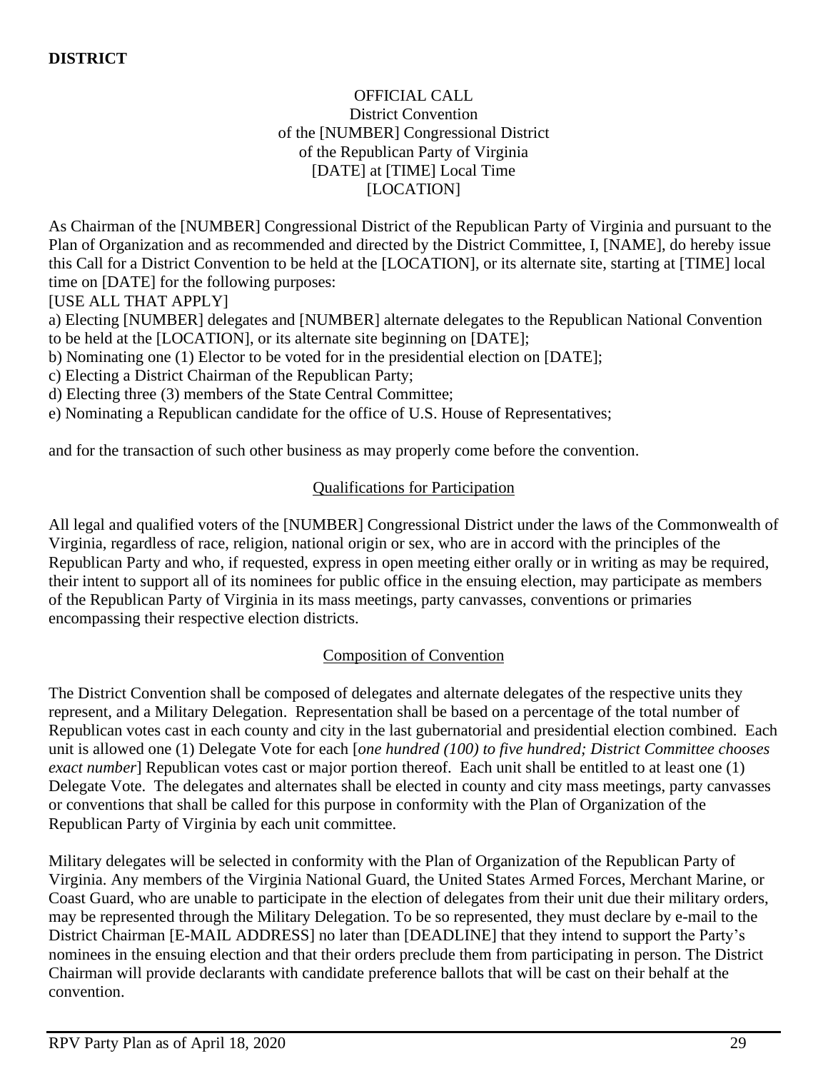**DISTRICT**

OFFICIAL CALL
District Convention
of the [NUMBER] Congressional District
of the Republican Party of Virginia
[DATE] at [TIME] Local Time
[LOCATION]

As Chairman of the [NUMBER] Congressional District of the Republican Party of Virginia and pursuant to the Plan of Organization and as recommended and directed by the District Committee, I, [NAME], do hereby issue this Call for a District Convention to be held at the [LOCATION], or its alternate site, starting at [TIME] local time on [DATE] for the following purposes:

[USE ALL THAT APPLY]

a) Electing [NUMBER] delegates and [NUMBER] alternate delegates to the Republican National Convention to be held at the [LOCATION], or its alternate site beginning on [DATE];
b) Nominating one (1) Elector to be voted for in the presidential election on [DATE];
c) Electing a District Chairman of the Republican Party;
d) Electing three (3) members of the State Central Committee;
e) Nominating a Republican candidate for the office of U.S. House of Representatives;

and for the transaction of such other business as may properly come before the convention.

Qualifications for Participation

All legal and qualified voters of the [NUMBER] Congressional District under the laws of the Commonwealth of Virginia, regardless of race, religion, national origin or sex, who are in accord with the principles of the Republican Party and who, if requested, express in open meeting either orally or in writing as may be required, their intent to support all of its nominees for public office in the ensuing election, may participate as members of the Republican Party of Virginia in its mass meetings, party canvasses, conventions or primaries encompassing their respective election districts.

Composition of Convention

The District Convention shall be composed of delegates and alternate delegates of the respective units they represent, and a Military Delegation. Representation shall be based on a percentage of the total number of Republican votes cast in each county and city in the last gubernatorial and presidential election combined. Each unit is allowed one (1) Delegate Vote for each [*one hundred (100) to five hundred; District Committee chooses exact number*] Republican votes cast or major portion thereof. Each unit shall be entitled to at least one (1) Delegate Vote. The delegates and alternates shall be elected in county and city mass meetings, party canvasses or conventions that shall be called for this purpose in conformity with the Plan of Organization of the Republican Party of Virginia by each unit committee.

Military delegates will be selected in conformity with the Plan of Organization of the Republican Party of Virginia. Any members of the Virginia National Guard, the United States Armed Forces, Merchant Marine, or Coast Guard, who are unable to participate in the election of delegates from their unit due their military orders, may be represented through the Military Delegation. To be so represented, they must declare by e-mail to the District Chairman [E-MAIL ADDRESS] no later than [DEADLINE] that they intend to support the Party's nominees in the ensuing election and that their orders preclude them from participating in person. The District Chairman will provide declarants with candidate preference ballots that will be cast on their behalf at the convention.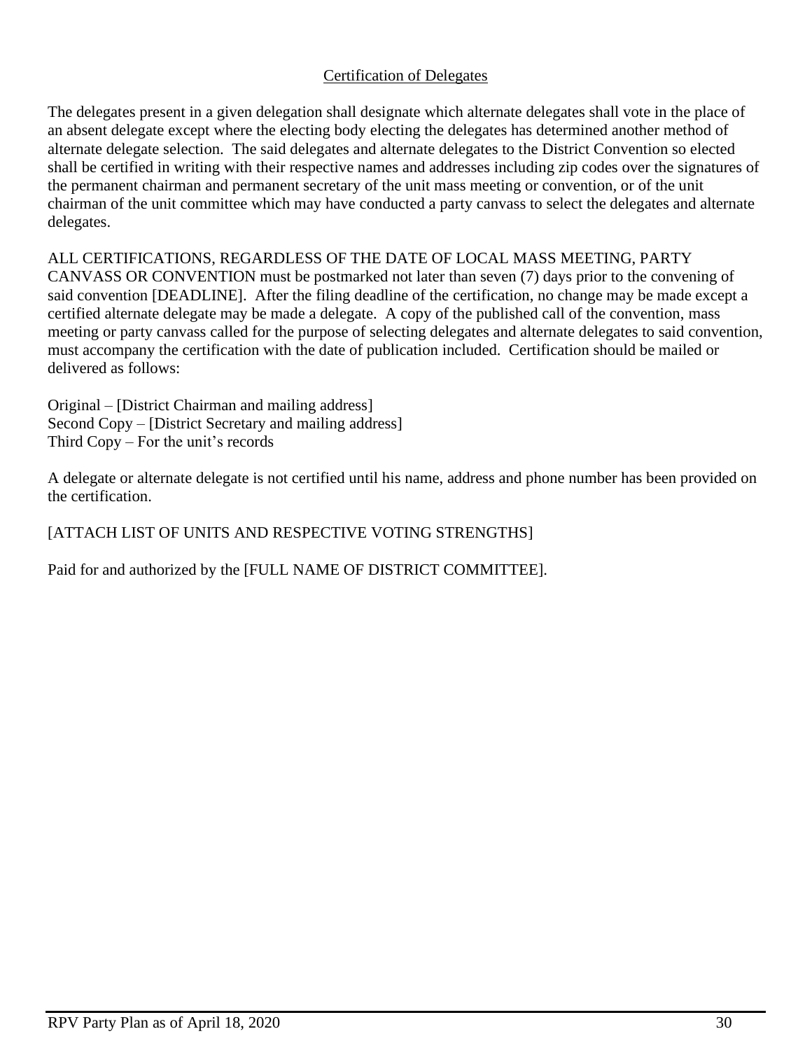Certification of Delegates

The delegates present in a given delegation shall designate which alternate delegates shall vote in the place of an absent delegate except where the electing body electing the delegates has determined another method of alternate delegate selection. The said delegates and alternate delegates to the District Convention so elected shall be certified in writing with their respective names and addresses including zip codes over the signatures of the permanent chairman and permanent secretary of the unit mass meeting or convention, or of the unit chairman of the unit committee which may have conducted a party canvass to select the delegates and alternate delegates.

ALL CERTIFICATIONS, REGARDLESS OF THE DATE OF LOCAL MASS MEETING, PARTY CANVASS OR CONVENTION must be postmarked not later than seven (7) days prior to the convening of said convention [DEADLINE]. After the filing deadline of the certification, no change may be made except a certified alternate delegate may be made a delegate. A copy of the published call of the convention, mass meeting or party canvass called for the purpose of selecting delegates and alternate delegates to said convention, must accompany the certification with the date of publication included. Certification should be mailed or delivered as follows:

Original – [District Chairman and mailing address]
Second Copy – [District Secretary and mailing address]
Third Copy – For the unit's records

A delegate or alternate delegate is not certified until his name, address and phone number has been provided on the certification.

[ATTACH LIST OF UNITS AND RESPECTIVE VOTING STRENGTHS]

Paid for and authorized by the [FULL NAME OF DISTRICT COMMITTEE].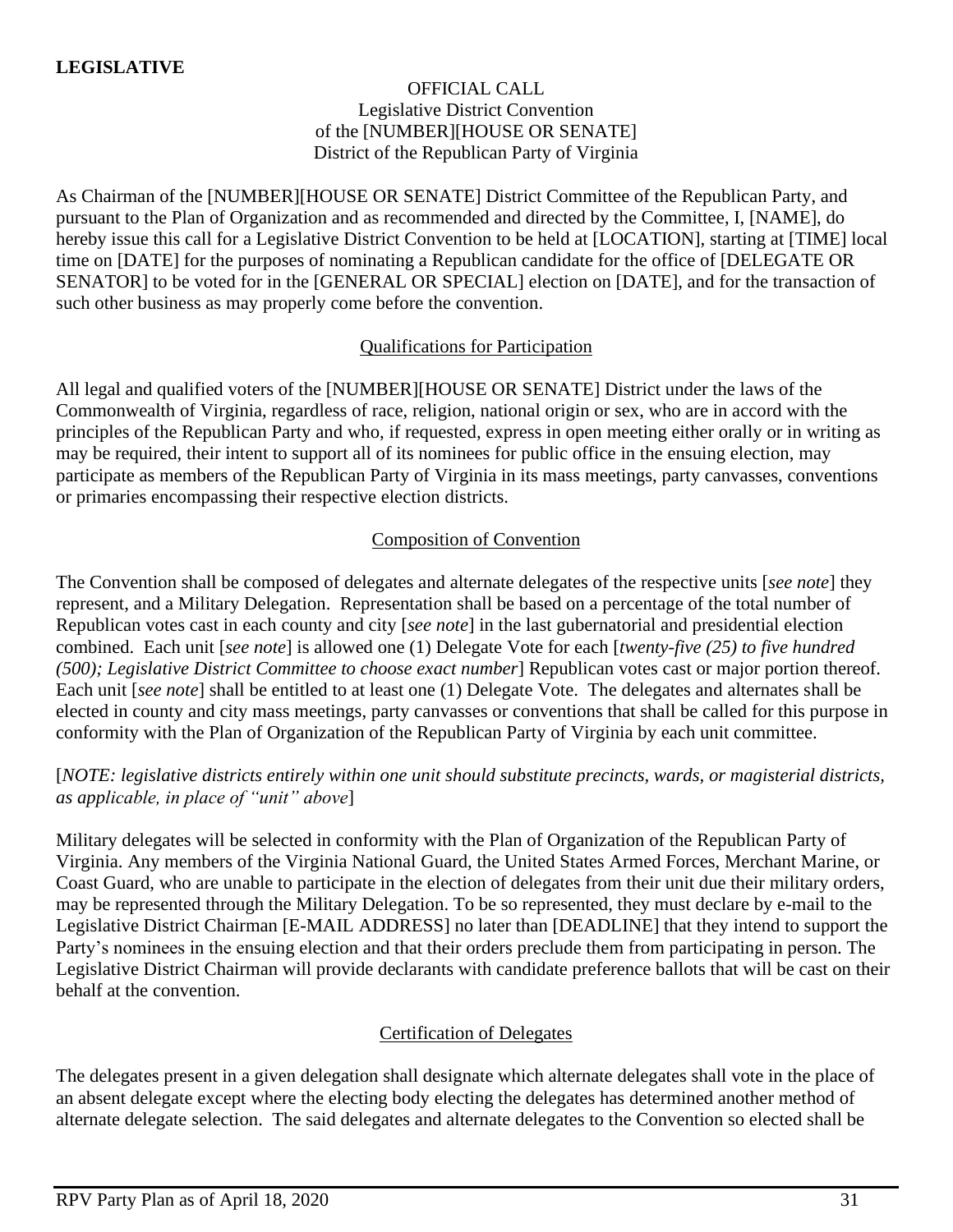**LEGISLATIVE**

OFFICIAL CALL
Legislative District Convention
of the [NUMBER][HOUSE OR SENATE]
District of the Republican Party of Virginia

As Chairman of the [NUMBER][HOUSE OR SENATE] District Committee of the Republican Party, and pursuant to the Plan of Organization and as recommended and directed by the Committee, I, [NAME], do hereby issue this call for a Legislative District Convention to be held at [LOCATION], starting at [TIME] local time on [DATE] for the purposes of nominating a Republican candidate for the office of [DELEGATE OR SENATOR] to be voted for in the [GENERAL OR SPECIAL] election on [DATE], and for the transaction of such other business as may properly come before the convention.

Qualifications for Participation

All legal and qualified voters of the [NUMBER][HOUSE OR SENATE] District under the laws of the Commonwealth of Virginia, regardless of race, religion, national origin or sex, who are in accord with the principles of the Republican Party and who, if requested, express in open meeting either orally or in writing as may be required, their intent to support all of its nominees for public office in the ensuing election, may participate as members of the Republican Party of Virginia in its mass meetings, party canvasses, conventions or primaries encompassing their respective election districts.

Composition of Convention

The Convention shall be composed of delegates and alternate delegates of the respective units [*see note*] they represent, and a Military Delegation. Representation shall be based on a percentage of the total number of Republican votes cast in each county and city [*see note*] in the last gubernatorial and presidential election combined. Each unit [*see note*] is allowed one (1) Delegate Vote for each [*twenty-five (25) to five hundred (500); Legislative District Committee to choose exact number*] Republican votes cast or major portion thereof. Each unit [*see note*] shall be entitled to at least one (1) Delegate Vote. The delegates and alternates shall be elected in county and city mass meetings, party canvasses or conventions that shall be called for this purpose in conformity with the Plan of Organization of the Republican Party of Virginia by each unit committee.

[*NOTE: legislative districts entirely within one unit should substitute precincts, wards, or magisterial districts, as applicable, in place of "unit" above*]

Military delegates will be selected in conformity with the Plan of Organization of the Republican Party of Virginia. Any members of the Virginia National Guard, the United States Armed Forces, Merchant Marine, or Coast Guard, who are unable to participate in the election of delegates from their unit due their military orders, may be represented through the Military Delegation. To be so represented, they must declare by e-mail to the Legislative District Chairman [E-MAIL ADDRESS] no later than [DEADLINE] that they intend to support the Party's nominees in the ensuing election and that their orders preclude them from participating in person. The Legislative District Chairman will provide declarants with candidate preference ballots that will be cast on their behalf at the convention.

Certification of Delegates

The delegates present in a given delegation shall designate which alternate delegates shall vote in the place of an absent delegate except where the electing body electing the delegates has determined another method of alternate delegate selection. The said delegates and alternate delegates to the Convention so elected shall be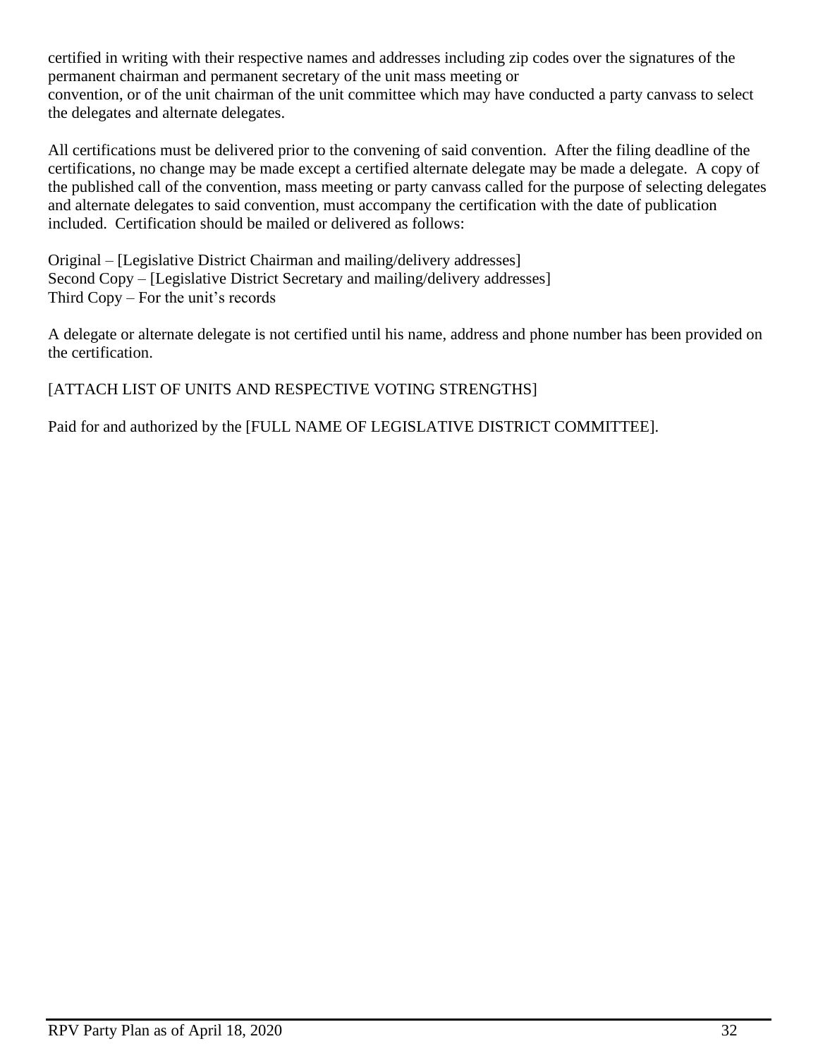certified in writing with their respective names and addresses including zip codes over the signatures of the permanent chairman and permanent secretary of the unit mass meeting or
convention, or of the unit chairman of the unit committee which may have conducted a party canvass to select the delegates and alternate delegates.

All certifications must be delivered prior to the convening of said convention. After the filing deadline of the certifications, no change may be made except a certified alternate delegate may be made a delegate. A copy of the published call of the convention, mass meeting or party canvass called for the purpose of selecting delegates and alternate delegates to said convention, must accompany the certification with the date of publication included. Certification should be mailed or delivered as follows:

Original – [Legislative District Chairman and mailing/delivery addresses]
Second Copy – [Legislative District Secretary and mailing/delivery addresses]
Third Copy – For the unit's records

A delegate or alternate delegate is not certified until his name, address and phone number has been provided on the certification.

[ATTACH LIST OF UNITS AND RESPECTIVE VOTING STRENGTHS]

Paid for and authorized by the [FULL NAME OF LEGISLATIVE DISTRICT COMMITTEE].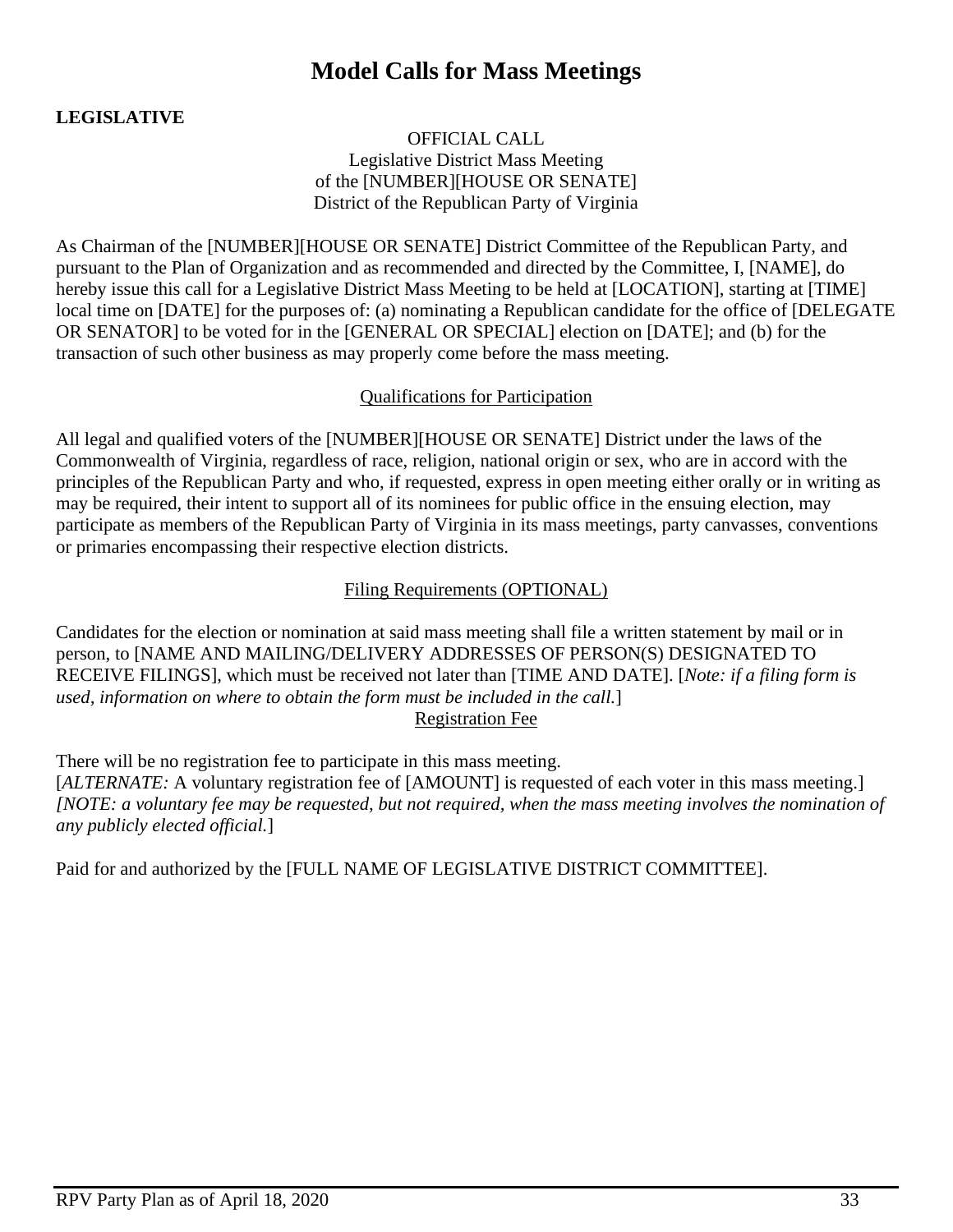# Model Calls for Mass Meetings

**LEGISLATIVE**

OFFICIAL CALL
Legislative District Mass Meeting
of the [NUMBER][HOUSE OR SENATE]
District of the Republican Party of Virginia

As Chairman of the [NUMBER][HOUSE OR SENATE] District Committee of the Republican Party, and pursuant to the Plan of Organization and as recommended and directed by the Committee, I, [NAME], do hereby issue this call for a Legislative District Mass Meeting to be held at [LOCATION], starting at [TIME] local time on [DATE] for the purposes of: (a) nominating a Republican candidate for the office of [DELEGATE OR SENATOR] to be voted for in the [GENERAL OR SPECIAL] election on [DATE]; and (b) for the transaction of such other business as may properly come before the mass meeting.

<u>Qualifications for Participation</u>

All legal and qualified voters of the [NUMBER][HOUSE OR SENATE] District under the laws of the Commonwealth of Virginia, regardless of race, religion, national origin or sex, who are in accord with the principles of the Republican Party and who, if requested, express in open meeting either orally or in writing as may be required, their intent to support all of its nominees for public office in the ensuing election, may participate as members of the Republican Party of Virginia in its mass meetings, party canvasses, conventions or primaries encompassing their respective election districts.

<u>Filing Requirements (OPTIONAL)</u>

Candidates for the election or nomination at said mass meeting shall file a written statement by mail or in person, to [NAME AND MAILING/DELIVERY ADDRESSES OF PERSON(S) DESIGNATED TO RECEIVE FILINGS], which must be received not later than [TIME AND DATE]. [*Note: if a filing form is used, information on where to obtain the form must be included in the call.*]

<u>Registration Fee</u>

There will be no registration fee to participate in this mass meeting.
[*ALTERNATE:* A voluntary registration fee of [AMOUNT] is requested of each voter in this mass meeting.]
*[NOTE: a voluntary fee may be requested, but not required, when the mass meeting involves the nomination of any publicly elected official.*]

Paid for and authorized by the [FULL NAME OF LEGISLATIVE DISTRICT COMMITTEE].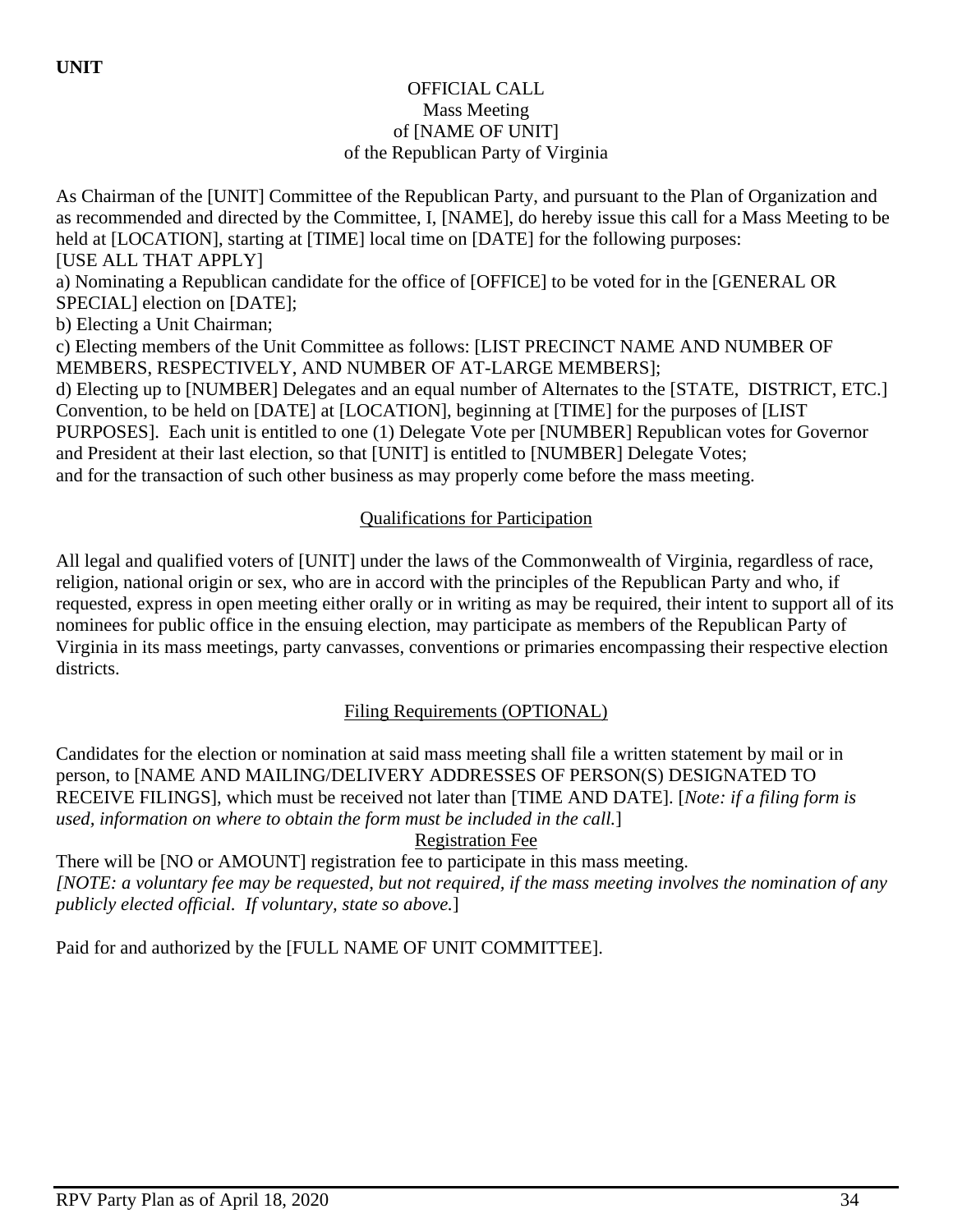**UNIT**

OFFICIAL CALL
Mass Meeting
of [NAME OF UNIT]
of the Republican Party of Virginia

As Chairman of the [UNIT] Committee of the Republican Party, and pursuant to the Plan of Organization and as recommended and directed by the Committee, I, [NAME], do hereby issue this call for a Mass Meeting to be held at [LOCATION], starting at [TIME] local time on [DATE] for the following purposes:
[USE ALL THAT APPLY]
a) Nominating a Republican candidate for the office of [OFFICE] to be voted for in the [GENERAL OR SPECIAL] election on [DATE];
b) Electing a Unit Chairman;
c) Electing members of the Unit Committee as follows: [LIST PRECINCT NAME AND NUMBER OF MEMBERS, RESPECTIVELY, AND NUMBER OF AT-LARGE MEMBERS];
d) Electing up to [NUMBER] Delegates and an equal number of Alternates to the [STATE, DISTRICT, ETC.] Convention, to be held on [DATE] at [LOCATION], beginning at [TIME] for the purposes of [LIST PURPOSES]. Each unit is entitled to one (1) Delegate Vote per [NUMBER] Republican votes for Governor and President at their last election, so that [UNIT] is entitled to [NUMBER] Delegate Votes;
and for the transaction of such other business as may properly come before the mass meeting.

<u>Qualifications for Participation</u>

All legal and qualified voters of [UNIT] under the laws of the Commonwealth of Virginia, regardless of race, religion, national origin or sex, who are in accord with the principles of the Republican Party and who, if requested, express in open meeting either orally or in writing as may be required, their intent to support all of its nominees for public office in the ensuing election, may participate as members of the Republican Party of Virginia in its mass meetings, party canvasses, conventions or primaries encompassing their respective election districts.

<u>Filing Requirements (OPTIONAL)</u>

Candidates for the election or nomination at said mass meeting shall file a written statement by mail or in person, to [NAME AND MAILING/DELIVERY ADDRESSES OF PERSON(S) DESIGNATED TO RECEIVE FILINGS], which must be received not later than [TIME AND DATE]. [*Note: if a filing form is used, information on where to obtain the form must be included in the call.*]

<u>Registration Fee</u>

There will be [NO or AMOUNT] registration fee to participate in this mass meeting.
*[NOTE: a voluntary fee may be requested, but not required, if the mass meeting involves the nomination of any publicly elected official. If voluntary, state so above.*]

Paid for and authorized by the [FULL NAME OF UNIT COMMITTEE].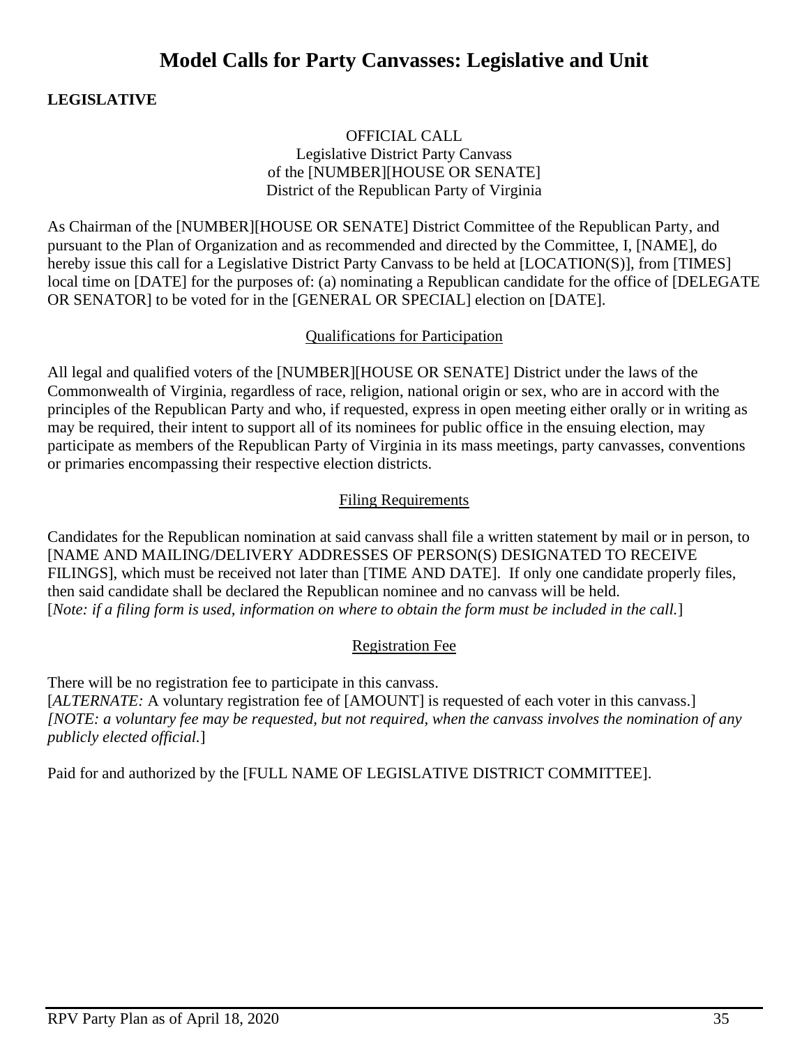# Model Calls for Party Canvasses: Legislative and Unit

**LEGISLATIVE**

OFFICIAL CALL
Legislative District Party Canvass
of the [NUMBER][HOUSE OR SENATE]
District of the Republican Party of Virginia

As Chairman of the [NUMBER][HOUSE OR SENATE] District Committee of the Republican Party, and pursuant to the Plan of Organization and as recommended and directed by the Committee, I, [NAME], do hereby issue this call for a Legislative District Party Canvass to be held at [LOCATION(S)], from [TIMES] local time on [DATE] for the purposes of: (a) nominating a Republican candidate for the office of [DELEGATE OR SENATOR] to be voted for in the [GENERAL OR SPECIAL] election on [DATE].

Qualifications for Participation

All legal and qualified voters of the [NUMBER][HOUSE OR SENATE] District under the laws of the Commonwealth of Virginia, regardless of race, religion, national origin or sex, who are in accord with the principles of the Republican Party and who, if requested, express in open meeting either orally or in writing as may be required, their intent to support all of its nominees for public office in the ensuing election, may participate as members of the Republican Party of Virginia in its mass meetings, party canvasses, conventions or primaries encompassing their respective election districts.

Filing Requirements

Candidates for the Republican nomination at said canvass shall file a written statement by mail or in person, to [NAME AND MAILING/DELIVERY ADDRESSES OF PERSON(S) DESIGNATED TO RECEIVE FILINGS], which must be received not later than [TIME AND DATE]. If only one candidate properly files, then said candidate shall be declared the Republican nominee and no canvass will be held.
[*Note: if a filing form is used, information on where to obtain the form must be included in the call.*]

Registration Fee

There will be no registration fee to participate in this canvass.
[*ALTERNATE:* A voluntary registration fee of [AMOUNT] is requested of each voter in this canvass.]
*[NOTE: a voluntary fee may be requested, but not required, when the canvass involves the nomination of any publicly elected official.*]

Paid for and authorized by the [FULL NAME OF LEGISLATIVE DISTRICT COMMITTEE].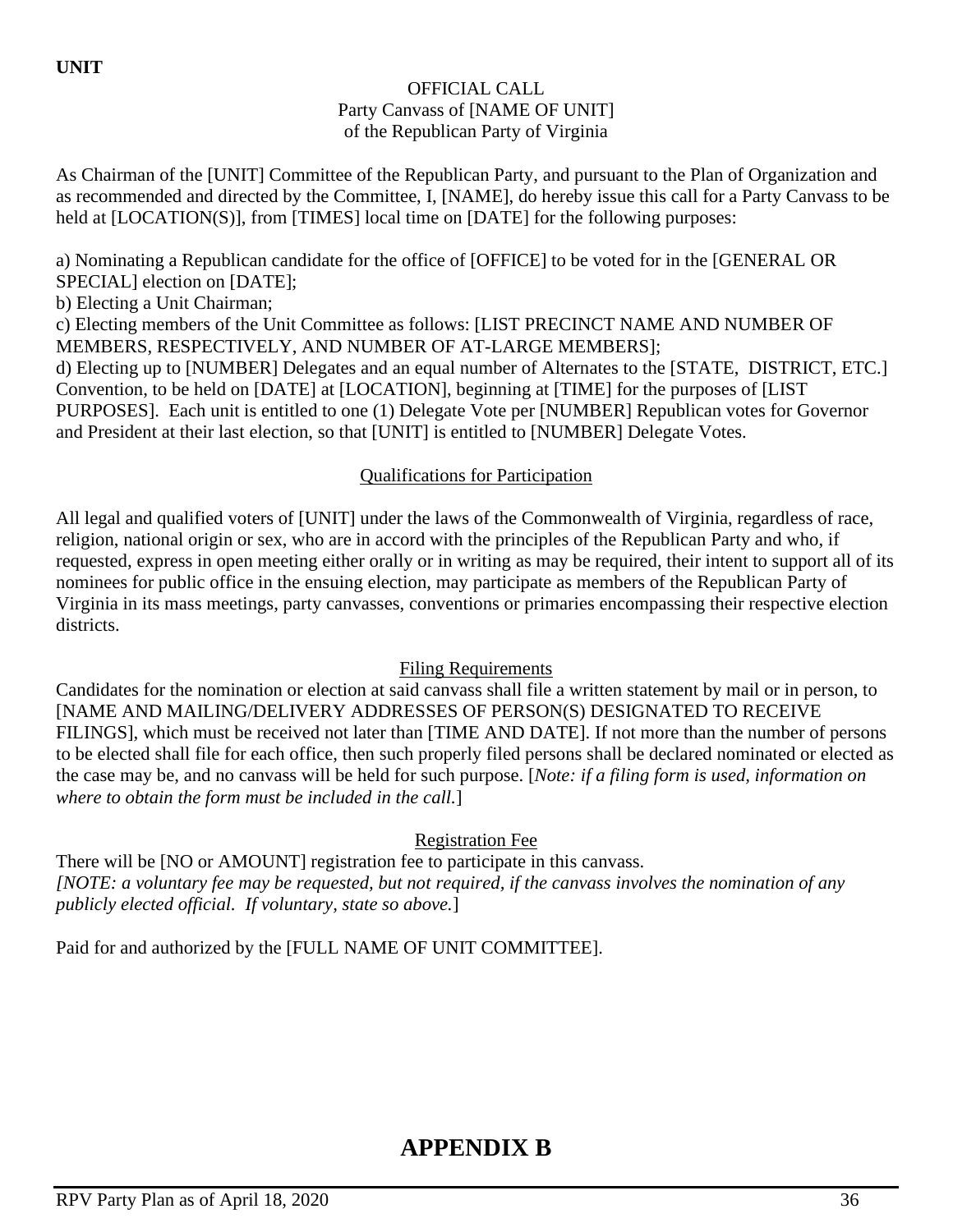**UNIT**

OFFICIAL CALL
Party Canvass of [NAME OF UNIT]
of the Republican Party of Virginia

As Chairman of the [UNIT] Committee of the Republican Party, and pursuant to the Plan of Organization and as recommended and directed by the Committee, I, [NAME], do hereby issue this call for a Party Canvass to be held at [LOCATION(S)], from [TIMES] local time on [DATE] for the following purposes:

a) Nominating a Republican candidate for the office of [OFFICE] to be voted for in the [GENERAL OR SPECIAL] election on [DATE];
b) Electing a Unit Chairman;
c) Electing members of the Unit Committee as follows: [LIST PRECINCT NAME AND NUMBER OF MEMBERS, RESPECTIVELY, AND NUMBER OF AT-LARGE MEMBERS];
d) Electing up to [NUMBER] Delegates and an equal number of Alternates to the [STATE, DISTRICT, ETC.] Convention, to be held on [DATE] at [LOCATION], beginning at [TIME] for the purposes of [LIST PURPOSES]. Each unit is entitled to one (1) Delegate Vote per [NUMBER] Republican votes for Governor and President at their last election, so that [UNIT] is entitled to [NUMBER] Delegate Votes.

Qualifications for Participation

All legal and qualified voters of [UNIT] under the laws of the Commonwealth of Virginia, regardless of race, religion, national origin or sex, who are in accord with the principles of the Republican Party and who, if requested, express in open meeting either orally or in writing as may be required, their intent to support all of its nominees for public office in the ensuing election, may participate as members of the Republican Party of Virginia in its mass meetings, party canvasses, conventions or primaries encompassing their respective election districts.

Filing Requirements

Candidates for the nomination or election at said canvass shall file a written statement by mail or in person, to [NAME AND MAILING/DELIVERY ADDRESSES OF PERSON(S) DESIGNATED TO RECEIVE FILINGS], which must be received not later than [TIME AND DATE]. If not more than the number of persons to be elected shall file for each office, then such properly filed persons shall be declared nominated or elected as the case may be, and no canvass will be held for such purpose. [*Note: if a filing form is used, information on where to obtain the form must be included in the call.*]

Registration Fee

There will be [NO or AMOUNT] registration fee to participate in this canvass.
*[NOTE: a voluntary fee may be requested, but not required, if the canvass involves the nomination of any publicly elected official. If voluntary, state so above.*]

Paid for and authorized by the [FULL NAME OF UNIT COMMITTEE].

# APPENDIX B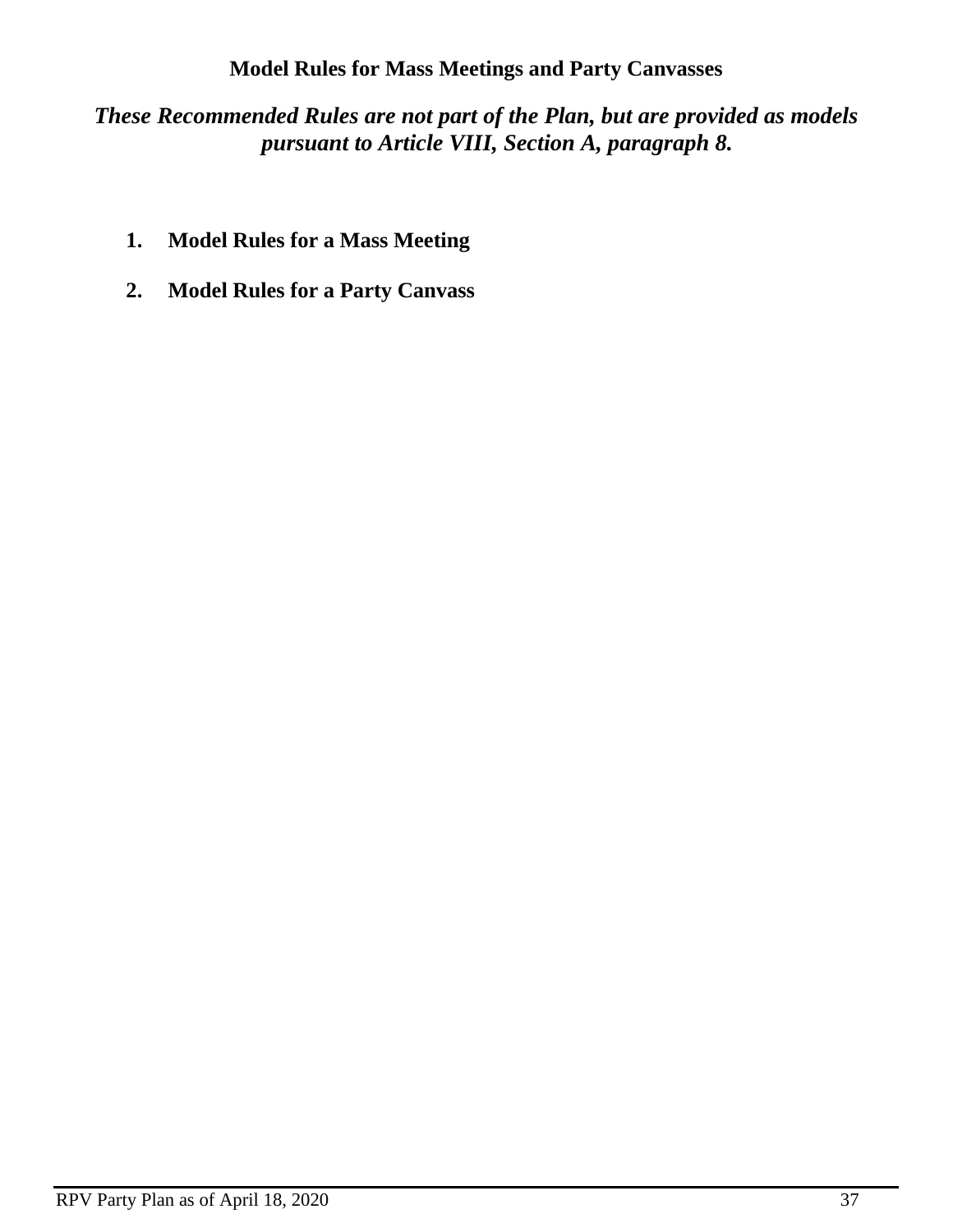**Model Rules for Mass Meetings and Party Canvasses**

***These Recommended Rules are not part of the Plan, but are provided as models pursuant to Article VIII, Section A, paragraph 8.***

1. **Model Rules for a Mass Meeting**
2. **Model Rules for a Party Canvass**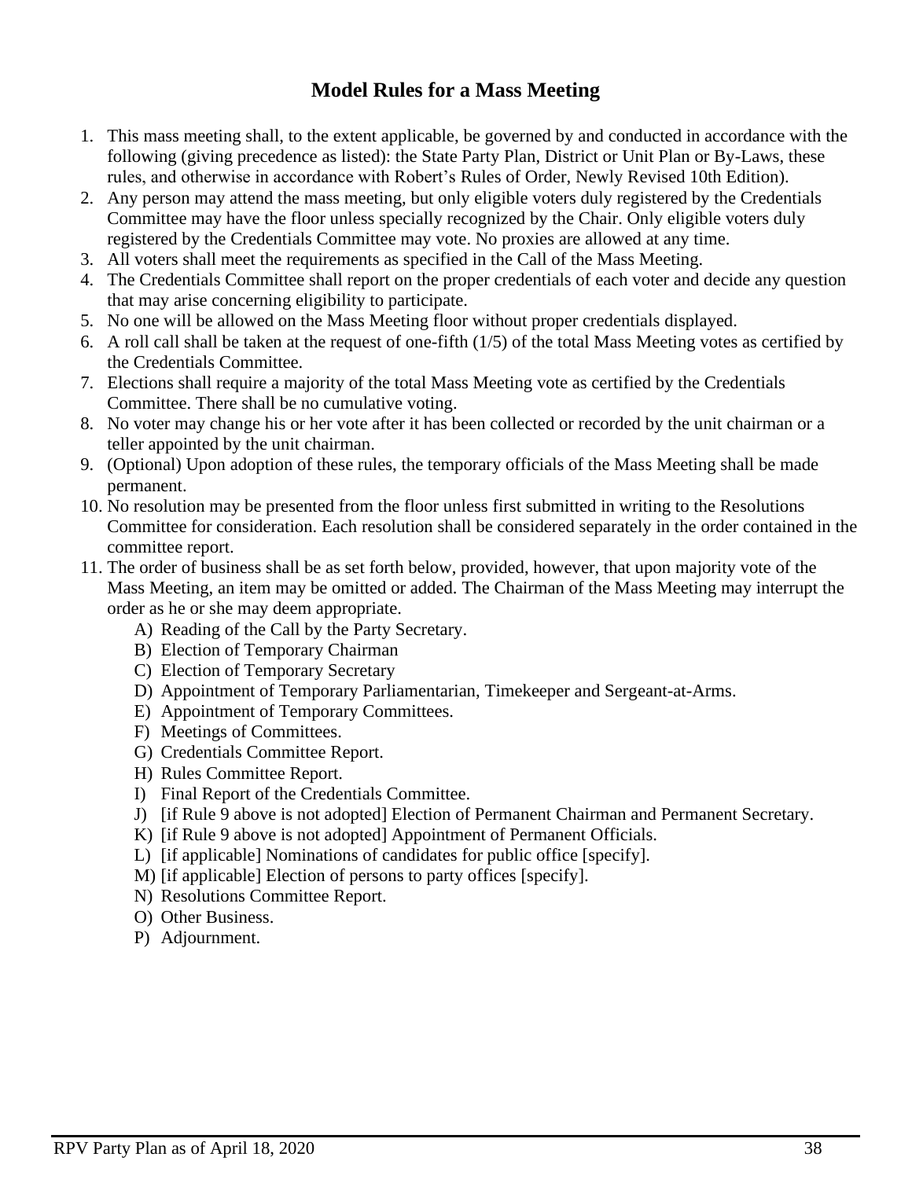# Model Rules for a Mass Meeting

1. This mass meeting shall, to the extent applicable, be governed by and conducted in accordance with the following (giving precedence as listed): the State Party Plan, District or Unit Plan or By-Laws, these rules, and otherwise in accordance with Robert's Rules of Order, Newly Revised 10th Edition).
2. Any person may attend the mass meeting, but only eligible voters duly registered by the Credentials Committee may have the floor unless specially recognized by the Chair. Only eligible voters duly registered by the Credentials Committee may vote. No proxies are allowed at any time.
3. All voters shall meet the requirements as specified in the Call of the Mass Meeting.
4. The Credentials Committee shall report on the proper credentials of each voter and decide any question that may arise concerning eligibility to participate.
5. No one will be allowed on the Mass Meeting floor without proper credentials displayed.
6. A roll call shall be taken at the request of one-fifth (1/5) of the total Mass Meeting votes as certified by the Credentials Committee.
7. Elections shall require a majority of the total Mass Meeting vote as certified by the Credentials Committee. There shall be no cumulative voting.
8. No voter may change his or her vote after it has been collected or recorded by the unit chairman or a teller appointed by the unit chairman.
9. (Optional) Upon adoption of these rules, the temporary officials of the Mass Meeting shall be made permanent.
10. No resolution may be presented from the floor unless first submitted in writing to the Resolutions Committee for consideration. Each resolution shall be considered separately in the order contained in the committee report.
11. The order of business shall be as set forth below, provided, however, that upon majority vote of the Mass Meeting, an item may be omitted or added. The Chairman of the Mass Meeting may interrupt the order as he or she may deem appropriate.
    - A) Reading of the Call by the Party Secretary.
    - B) Election of Temporary Chairman
    - C) Election of Temporary Secretary
    - D) Appointment of Temporary Parliamentarian, Timekeeper and Sergeant-at-Arms.
    - E) Appointment of Temporary Committees.
    - F) Meetings of Committees.
    - G) Credentials Committee Report.
    - H) Rules Committee Report.
    - I) Final Report of the Credentials Committee.
    - J) [if Rule 9 above is not adopted] Election of Permanent Chairman and Permanent Secretary.
    - K) [if Rule 9 above is not adopted] Appointment of Permanent Officials.
    - L) [if applicable] Nominations of candidates for public office [specify].
    - M) [if applicable] Election of persons to party offices [specify].
    - N) Resolutions Committee Report.
    - O) Other Business.
    - P) Adjournment.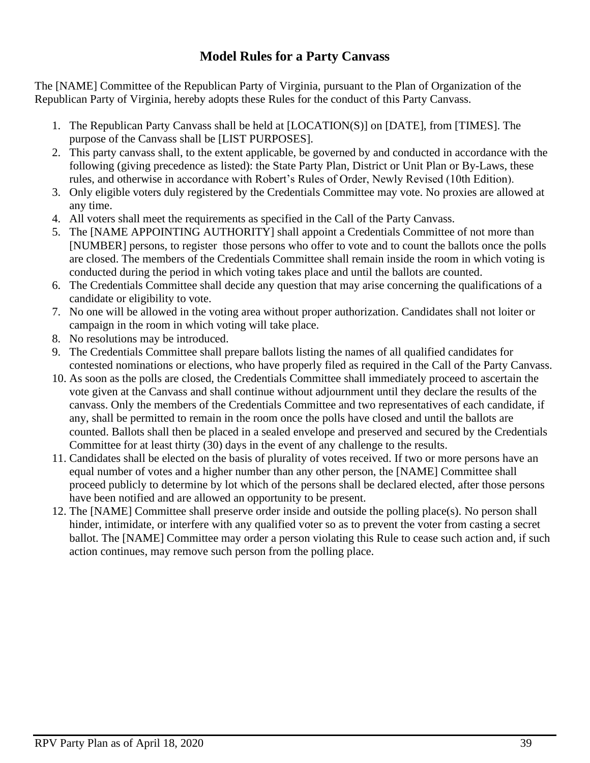# Model Rules for a Party Canvass

The [NAME] Committee of the Republican Party of Virginia, pursuant to the Plan of Organization of the Republican Party of Virginia, hereby adopts these Rules for the conduct of this Party Canvass.

1. The Republican Party Canvass shall be held at [LOCATION(S)] on [DATE], from [TIMES]. The purpose of the Canvass shall be [LIST PURPOSES].
2. This party canvass shall, to the extent applicable, be governed by and conducted in accordance with the following (giving precedence as listed): the State Party Plan, District or Unit Plan or By-Laws, these rules, and otherwise in accordance with Robert's Rules of Order, Newly Revised (10th Edition).
3. Only eligible voters duly registered by the Credentials Committee may vote. No proxies are allowed at any time.
4. All voters shall meet the requirements as specified in the Call of the Party Canvass.
5. The [NAME APPOINTING AUTHORITY] shall appoint a Credentials Committee of not more than [NUMBER] persons, to register those persons who offer to vote and to count the ballots once the polls are closed. The members of the Credentials Committee shall remain inside the room in which voting is conducted during the period in which voting takes place and until the ballots are counted.
6. The Credentials Committee shall decide any question that may arise concerning the qualifications of a candidate or eligibility to vote.
7. No one will be allowed in the voting area without proper authorization. Candidates shall not loiter or campaign in the room in which voting will take place.
8. No resolutions may be introduced.
9. The Credentials Committee shall prepare ballots listing the names of all qualified candidates for contested nominations or elections, who have properly filed as required in the Call of the Party Canvass.
10. As soon as the polls are closed, the Credentials Committee shall immediately proceed to ascertain the vote given at the Canvass and shall continue without adjournment until they declare the results of the canvass. Only the members of the Credentials Committee and two representatives of each candidate, if any, shall be permitted to remain in the room once the polls have closed and until the ballots are counted. Ballots shall then be placed in a sealed envelope and preserved and secured by the Credentials Committee for at least thirty (30) days in the event of any challenge to the results.
11. Candidates shall be elected on the basis of plurality of votes received. If two or more persons have an equal number of votes and a higher number than any other person, the [NAME] Committee shall proceed publicly to determine by lot which of the persons shall be declared elected, after those persons have been notified and are allowed an opportunity to be present.
12. The [NAME] Committee shall preserve order inside and outside the polling place(s). No person shall hinder, intimidate, or interfere with any qualified voter so as to prevent the voter from casting a secret ballot. The [NAME] Committee may order a person violating this Rule to cease such action and, if such action continues, may remove such person from the polling place.